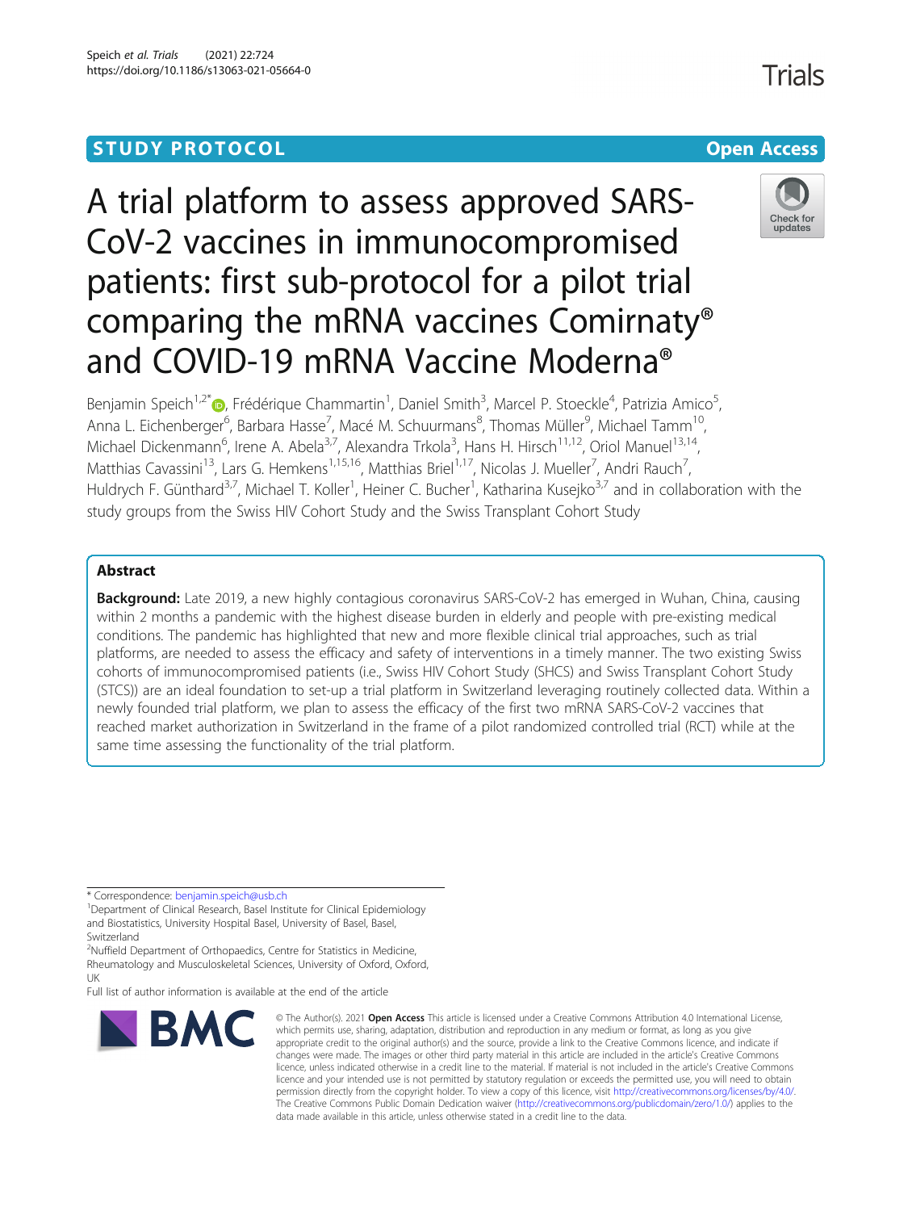STUDY PROTOCOL

Open Access

# A trial platform to assess approved SARS-CoV-2 vaccines in immunocompromised patients: first sub-protocol for a pilot trial comparing the mRNA vaccines Comirnaty® and COVID-19 mRNA Vaccine Moderna®

Benjamin Speich[1,2*], Frédérique Chammartin[1], Daniel Smith[3], Marcel P. Stoeckle[4], Patrizia Amico[5], Anna L. Eichenberger[6], Barbara Hasse[7], Macé M. Schuurmans[8], Thomas Müller[9], Michael Tamm[10], Michael Dickenmann[6], Irene A. Abela[3,7], Alexandra Trkola[3], Hans H. Hirsch[11,12], Oriol Manuel[13,14], Matthias Cavassini[13], Lars G. Hemkens[1,15,16], Matthias Briel[1,17], Nicolas J. Mueller[7], Andri Rauch[7], Huldrych F. Günthard[3,7], Michael T. Koller[1], Heiner C. Bucher[1], Katharina Kusejko[3,7] and in collaboration with the study groups from the Swiss HIV Cohort Study and the Swiss Transplant Cohort Study

## Abstract

**Background:** Late 2019, a new highly contagious coronavirus SARS-CoV-2 has emerged in Wuhan, China, causing within 2 months a pandemic with the highest disease burden in elderly and people with pre-existing medical conditions. The pandemic has highlighted that new and more flexible clinical trial approaches, such as trial platforms, are needed to assess the efficacy and safety of interventions in a timely manner. The two existing Swiss cohorts of immunocompromised patients (i.e., Swiss HIV Cohort Study (SHCS) and Swiss Transplant Cohort Study (STCS)) are an ideal foundation to set-up a trial platform in Switzerland leveraging routinely collected data. Within a newly founded trial platform, we plan to assess the efficacy of the first two mRNA SARS-CoV-2 vaccines that reached market authorization in Switzerland in the frame of a pilot randomized controlled trial (RCT) while at the same time assessing the functionality of the trial platform.

\* Correspondence: benjamin.speich@usb.ch

[1]Department of Clinical Research, Basel Institute for Clinical Epidemiology and Biostatistics, University Hospital Basel, University of Basel, Basel, Switzerland

[2]Nuffield Department of Orthopaedics, Centre for Statistics in Medicine, Rheumatology and Musculoskeletal Sciences, University of Oxford, Oxford, UK

Full list of author information is available at the end of the article

© The Author(s). 2021 **Open Access** This article is licensed under a Creative Commons Attribution 4.0 International License, which permits use, sharing, adaptation, distribution and reproduction in any medium or format, as long as you give appropriate credit to the original author(s) and the source, provide a link to the Creative Commons licence, and indicate if changes were made. The images or other third party material in this article are included in the article's Creative Commons licence, unless indicated otherwise in a credit line to the material. If material is not included in the article's Creative Commons licence and your intended use is not permitted by statutory regulation or exceeds the permitted use, you will need to obtain permission directly from the copyright holder. To view a copy of this licence, visit http://creativecommons.org/licenses/by/4.0/. The Creative Commons Public Domain Dedication waiver (http://creativecommons.org/publicdomain/zero/1.0/) applies to the data made available in this article, unless otherwise stated in a credit line to the data.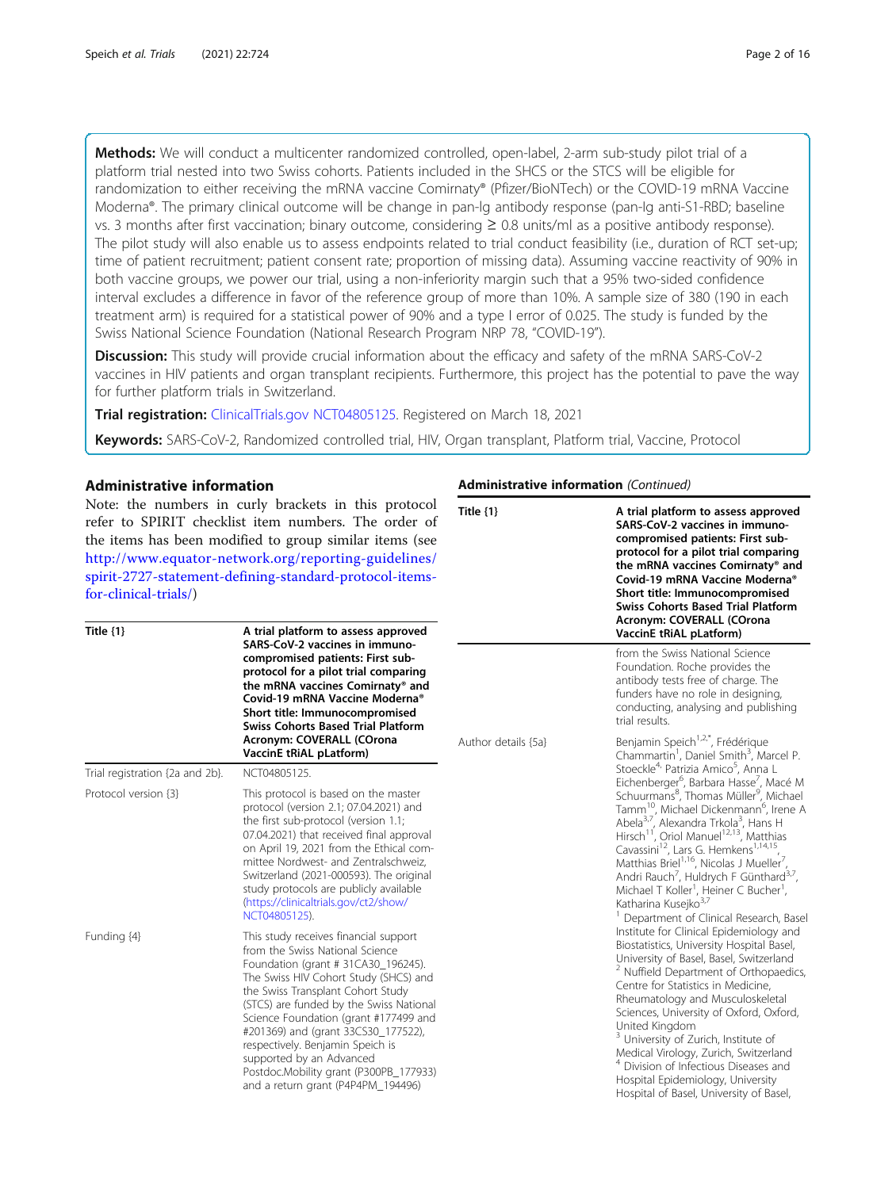**Methods:** We will conduct a multicenter randomized controlled, open-label, 2-arm sub-study pilot trial of a platform trial nested into two Swiss cohorts. Patients included in the SHCS or the STCS will be eligible for randomization to either receiving the mRNA vaccine Comirnaty® (Pfizer/BioNTech) or the COVID-19 mRNA Vaccine Moderna®. The primary clinical outcome will be change in pan-Ig antibody response (pan-Ig anti-S1-RBD; baseline vs. 3 months after first vaccination; binary outcome, considering ≥ 0.8 units/ml as a positive antibody response). The pilot study will also enable us to assess endpoints related to trial conduct feasibility (i.e., duration of RCT set-up; time of patient recruitment; patient consent rate; proportion of missing data). Assuming vaccine reactivity of 90% in both vaccine groups, we power our trial, using a non-inferiority margin such that a 95% two-sided confidence interval excludes a difference in favor of the reference group of more than 10%. A sample size of 380 (190 in each treatment arm) is required for a statistical power of 90% and a type I error of 0.025. The study is funded by the Swiss National Science Foundation (National Research Program NRP 78, "COVID-19").

**Discussion:** This study will provide crucial information about the efficacy and safety of the mRNA SARS-CoV-2 vaccines in HIV patients and organ transplant recipients. Furthermore, this project has the potential to pave the way for further platform trials in Switzerland.

**Trial registration:** ClinicalTrials.gov NCT04805125. Registered on March 18, 2021

**Keywords:** SARS-CoV-2, Randomized controlled trial, HIV, Organ transplant, Platform trial, Vaccine, Protocol

## Administrative information

Note: the numbers in curly brackets in this protocol refer to SPIRIT checklist item numbers. The order of the items has been modified to group similar items (see http://www.equator-network.org/reporting-guidelines/spirit-2727-statement-defining-standard-protocol-items-for-clinical-trials/)

| Title {1} | A trial platform to assess approved SARS-CoV-2 vaccines in immunocompromised patients: First sub-protocol for a pilot trial comparing the mRNA vaccines Comirnaty® and Covid-19 mRNA Vaccine Moderna® Short title: Immunocompromised Swiss Cohorts Based Trial Platform Acronym: COVERALL (COrona VaccinE tRiAL pLatform) |
|---|---|
| Trial registration {2a and 2b}. | NCT04805125. |
| Protocol version {3} | This protocol is based on the master protocol (version 2.1; 07.04.2021) and the first sub-protocol (version 1.1; 07.04.2021) that received final approval on April 19, 2021 from the Ethical committee Nordwest- and Zentralschweiz, Switzerland (2021-000593). The original study protocols are publicly available (https://clinicaltrials.gov/ct2/show/NCT04805125). |
| Funding {4} | This study receives financial support from the Swiss National Science Foundation (grant # 31CA30_196245). The Swiss HIV Cohort Study (SHCS) and the Swiss Transplant Cohort Study (STCS) are funded by the Swiss National Science Foundation (grant #177499 and #201369) and (grant 33CS30_177522), respectively. Benjamin Speich is supported by an Advanced Postdoc.Mobility grant (P300PB_177933) and a return grant (P4P4PM_194496) from the Swiss National Science Foundation. Roche provides the antibody tests free of charge. The funders have no role in designing, conducting, analysing and publishing trial results. |
| Author details {5a} | Benjamin Speich[1,2,*], Frédérique Chammartin[1], Daniel Smith[3], Marcel P. Stoeckle[4], Patrizia Amico[5], Anna L Eichenberger[6], Barbara Hasse[7], Macé M Schuurmans[8], Thomas Müller[9], Michael Tamm[10], Michael Dickenmann[6], Irene A Abela[3,7], Alexandra Trkola[3], Hans H Hirsch[11], Oriol Manuel[12,13], Matthias Cavassini[12], Lars G. Hemkens[1,14,15], Matthias Briel[1,16], Nicolas J Mueller[7], Andri Rauch[7], Huldrych F Günthard[3,7], Michael T Koller[1], Heiner C Bucher[1], Katharina Kusejko[3,7]<br>[1] Department of Clinical Research, Basel Institute for Clinical Epidemiology and Biostatistics, University Hospital Basel, University of Basel, Basel, Switzerland<br>[2] Nuffield Department of Orthopaedics, Centre for Statistics in Medicine, Rheumatology and Musculoskeletal Sciences, University of Oxford, Oxford, United Kingdom<br>[3] University of Zurich, Institute of Medical Virology, Zurich, Switzerland<br>[4] Division of Infectious Diseases and Hospital Epidemiology, University Hospital of Basel, University of Basel, |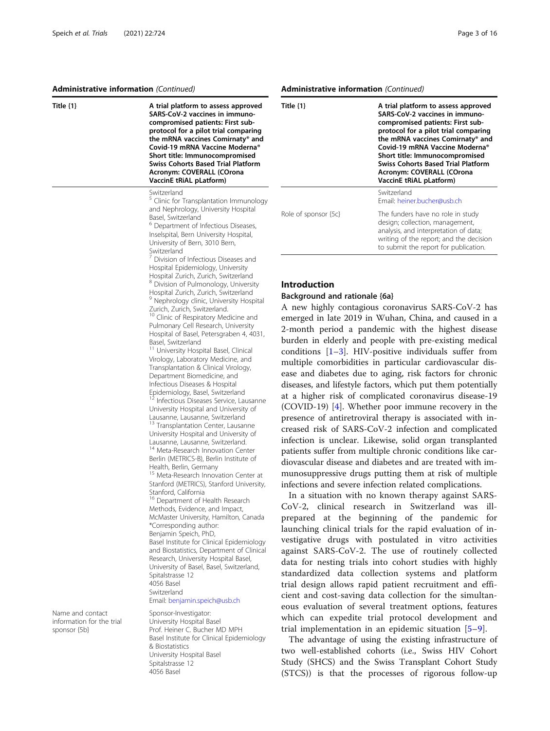**Administrative information** *(Continued)*

| | |
|---|---|
| Title {1} | **A trial platform to assess approved SARS-CoV-2 vaccines in immunocompromised patients: First sub-protocol for a pilot trial comparing the mRNA vaccines Comirnaty® and Covid-19 mRNA Vaccine Moderna® Short title: Immunocompromised Swiss Cohorts Based Trial Platform Acronym: COVERALL (COrona VaccinE tRiAL pLatform)** |
| | Switzerland [5] Clinic for Transplantation Immunology and Nephrology, University Hospital Basel, Switzerland [6] Department of Infectious Diseases, Inselspital, Bern University Hospital, University of Bern, 3010 Bern, Switzerland [7] Division of Infectious Diseases and Hospital Epidemiology, University Hospital Zurich, Zurich, Switzerland [8] Division of Pulmonology, University Hospital Zurich, Zurich, Switzerland [9] Nephrology clinic, University Hospital Zurich, Zurich, Switzerland. [10] Clinic of Respiratory Medicine and Pulmonary Cell Research, University Hospital of Basel, Petersgraben 4, 4031, Basel, Switzerland [11] University Hospital Basel, Clinical Virology, Laboratory Medicine, and Transplantation & Clinical Virology, Department Biomedicine, and Infectious Diseases & Hospital Epidemiology, Basel, Switzerland [12] Infectious Diseases Service, Lausanne University Hospital and University of Lausanne, Lausanne, Switzerland [13] Transplantation Center, Lausanne University Hospital and University of Lausanne, Lausanne, Switzerland. [14] Meta-Research Innovation Center Berlin (METRICS-B), Berlin Institute of Health, Berlin, Germany [15] Meta-Research Innovation Center at Stanford (METRICS), Stanford University, Stanford, California [16] Department of Health Research Methods, Evidence, and Impact, McMaster University, Hamilton, Canada *Corresponding author: Benjamin Speich, PhD, Basel Institute for Clinical Epidemiology and Biostatistics, Department of Clinical Research, University Hospital Basel, University of Basel, Basel, Switzerland, Spitalstrasse 12 4056 Basel Switzerland Email: benjamin.speich@usb.ch |
| Name and contact information for the trial sponsor {5b} | Sponsor-Investigator: University Hospital Basel Prof. Heiner C. Bucher MD MPH Basel Institute for Clinical Epidemiology & Biostatistics University Hospital Basel Spitalstrasse 12 4056 Basel Switzerland Email: heiner.bucher@usb.ch |
| Role of sponsor {5c} | The funders have no role in study design; collection, management, analysis, and interpretation of data; writing of the report; and the decision to submit the report for publication. |

## Introduction

### Background and rationale {6a}

A new highly contagious coronavirus SARS-CoV-2 has emerged in late 2019 in Wuhan, China, and caused in a 2-month period a pandemic with the highest disease burden in elderly and people with pre-existing medical conditions [1–3]. HIV-positive individuals suffer from multiple comorbidities in particular cardiovascular disease and diabetes due to aging, risk factors for chronic diseases, and lifestyle factors, which put them potentially at a higher risk of complicated coronavirus disease-19 (COVID-19) [4]. Whether poor immune recovery in the presence of antiretroviral therapy is associated with increased risk of SARS-CoV-2 infection and complicated infection is unclear. Likewise, solid organ transplanted patients suffer from multiple chronic conditions like cardiovascular disease and diabetes and are treated with immunosuppressive drugs putting them at risk of multiple infections and severe infection related complications.

In a situation with no known therapy against SARS-CoV-2, clinical research in Switzerland was ill-prepared at the beginning of the pandemic for launching clinical trials for the rapid evaluation of investigative drugs with postulated in vitro activities against SARS-CoV-2. The use of routinely collected data for nesting trials into cohort studies with highly standardized data collection systems and platform trial design allows rapid patient recruitment and efficient and cost-saving data collection for the simultaneous evaluation of several treatment options, features which can expedite trial protocol development and trial implementation in an epidemic situation [5–9].

The advantage of using the existing infrastructure of two well-established cohorts (i.e., Swiss HIV Cohort Study (SHCS) and the Swiss Transplant Cohort Study (STCS)) is that the processes of rigorous follow-up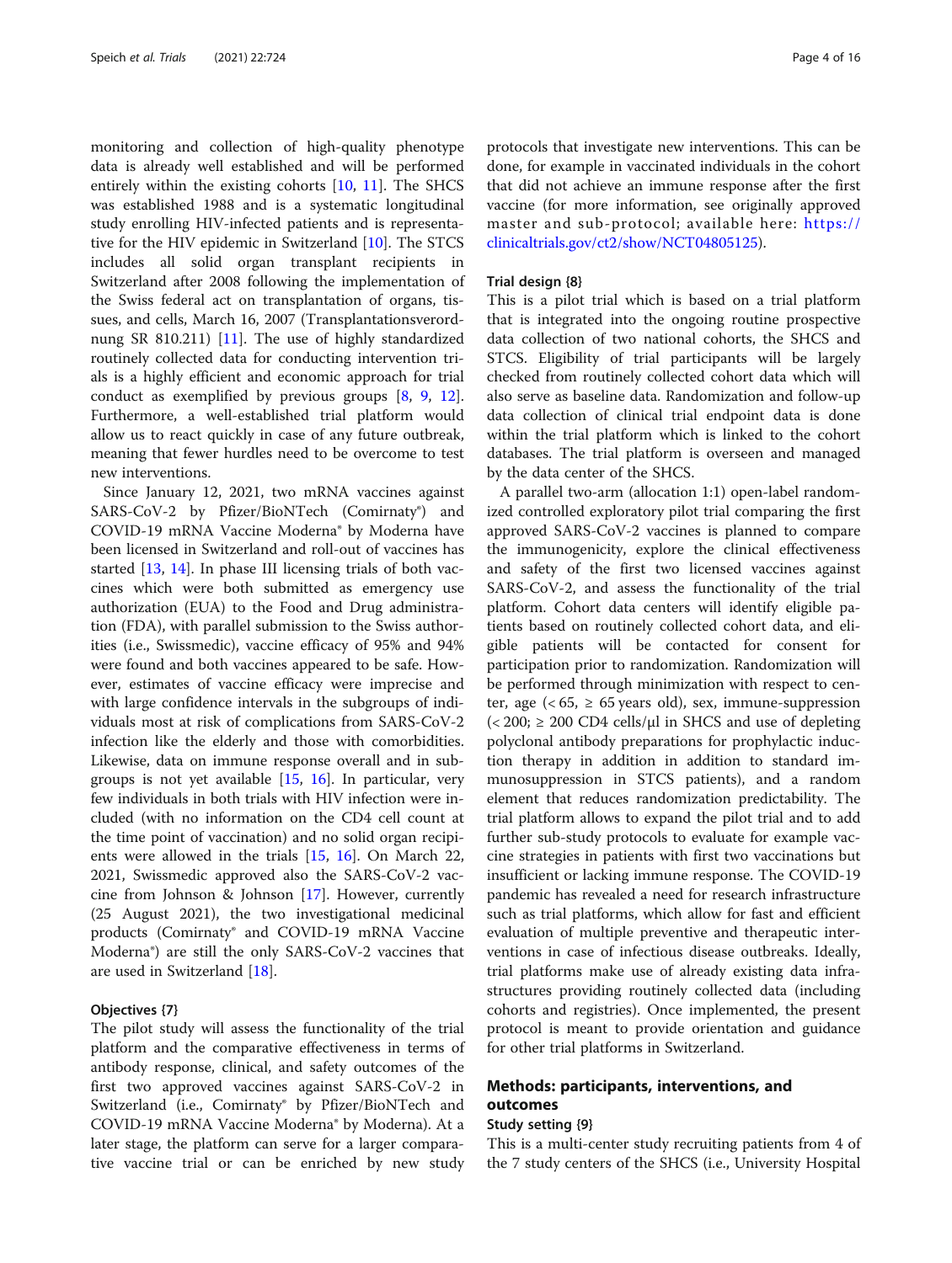monitoring and collection of high-quality phenotype data is already well established and will be performed entirely within the existing cohorts [10, 11]. The SHCS was established 1988 and is a systematic longitudinal study enrolling HIV-infected patients and is representative for the HIV epidemic in Switzerland [10]. The STCS includes all solid organ transplant recipients in Switzerland after 2008 following the implementation of the Swiss federal act on transplantation of organs, tissues, and cells, March 16, 2007 (Transplantationsverordnung SR 810.211) [11]. The use of highly standardized routinely collected data for conducting intervention trials is a highly efficient and economic approach for trial conduct as exemplified by previous groups [8, 9, 12]. Furthermore, a well-established trial platform would allow us to react quickly in case of any future outbreak, meaning that fewer hurdles need to be overcome to test new interventions.

Since January 12, 2021, two mRNA vaccines against SARS-CoV-2 by Pfizer/BioNTech (Comirnaty®) and COVID-19 mRNA Vaccine Moderna® by Moderna have been licensed in Switzerland and roll-out of vaccines has started [13, 14]. In phase III licensing trials of both vaccines which were both submitted as emergency use authorization (EUA) to the Food and Drug administration (FDA), with parallel submission to the Swiss authorities (i.e., Swissmedic), vaccine efficacy of 95% and 94% were found and both vaccines appeared to be safe. However, estimates of vaccine efficacy were imprecise and with large confidence intervals in the subgroups of individuals most at risk of complications from SARS-CoV-2 infection like the elderly and those with comorbidities. Likewise, data on immune response overall and in subgroups is not yet available [15, 16]. In particular, very few individuals in both trials with HIV infection were included (with no information on the CD4 cell count at the time point of vaccination) and no solid organ recipients were allowed in the trials [15, 16]. On March 22, 2021, Swissmedic approved also the SARS-CoV-2 vaccine from Johnson & Johnson [17]. However, currently (25 August 2021), the two investigational medicinal products (Comirnaty® and COVID-19 mRNA Vaccine Moderna®) are still the only SARS-CoV-2 vaccines that are used in Switzerland [18].

#### Objectives {7}

The pilot study will assess the functionality of the trial platform and the comparative effectiveness in terms of antibody response, clinical, and safety outcomes of the first two approved vaccines against SARS-CoV-2 in Switzerland (i.e., Comirnaty® by Pfizer/BioNTech and COVID-19 mRNA Vaccine Moderna® by Moderna). At a later stage, the platform can serve for a larger comparative vaccine trial or can be enriched by new study protocols that investigate new interventions. This can be done, for example in vaccinated individuals in the cohort that did not achieve an immune response after the first vaccine (for more information, see originally approved master and sub-protocol; available here: https://clinicaltrials.gov/ct2/show/NCT04805125).

#### Trial design {8}

This is a pilot trial which is based on a trial platform that is integrated into the ongoing routine prospective data collection of two national cohorts, the SHCS and STCS. Eligibility of trial participants will be largely checked from routinely collected cohort data which will also serve as baseline data. Randomization and follow-up data collection of clinical trial endpoint data is done within the trial platform which is linked to the cohort databases. The trial platform is overseen and managed by the data center of the SHCS.

A parallel two-arm (allocation 1:1) open-label randomized controlled exploratory pilot trial comparing the first approved SARS-CoV-2 vaccines is planned to compare the immunogenicity, explore the clinical effectiveness and safety of the first two licensed vaccines against SARS-CoV-2, and assess the functionality of the trial platform. Cohort data centers will identify eligible patients based on routinely collected cohort data, and eligible patients will be contacted for consent for participation prior to randomization. Randomization will be performed through minimization with respect to center, age (< 65, ≥ 65 years old), sex, immune-suppression (< 200; ≥ 200 CD4 cells/μl in SHCS and use of depleting polyclonal antibody preparations for prophylactic induction therapy in addition to standard immunosuppression in STCS patients), and a random element that reduces randomization predictability. The trial platform allows to expand the pilot trial and to add further sub-study protocols to evaluate for example vaccine strategies in patients with first two vaccinations but insufficient or lacking immune response. The COVID-19 pandemic has revealed a need for research infrastructure such as trial platforms, which allow for fast and efficient evaluation of multiple preventive and therapeutic interventions in case of infectious disease outbreaks. Ideally, trial platforms make use of already existing data infrastructures providing routinely collected data (including cohorts and registries). Once implemented, the present protocol is meant to provide orientation and guidance for other trial platforms in Switzerland.

## Methods: participants, interventions, and outcomes

#### Study setting {9}

This is a multi-center study recruiting patients from 4 of the 7 study centers of the SHCS (i.e., University Hospital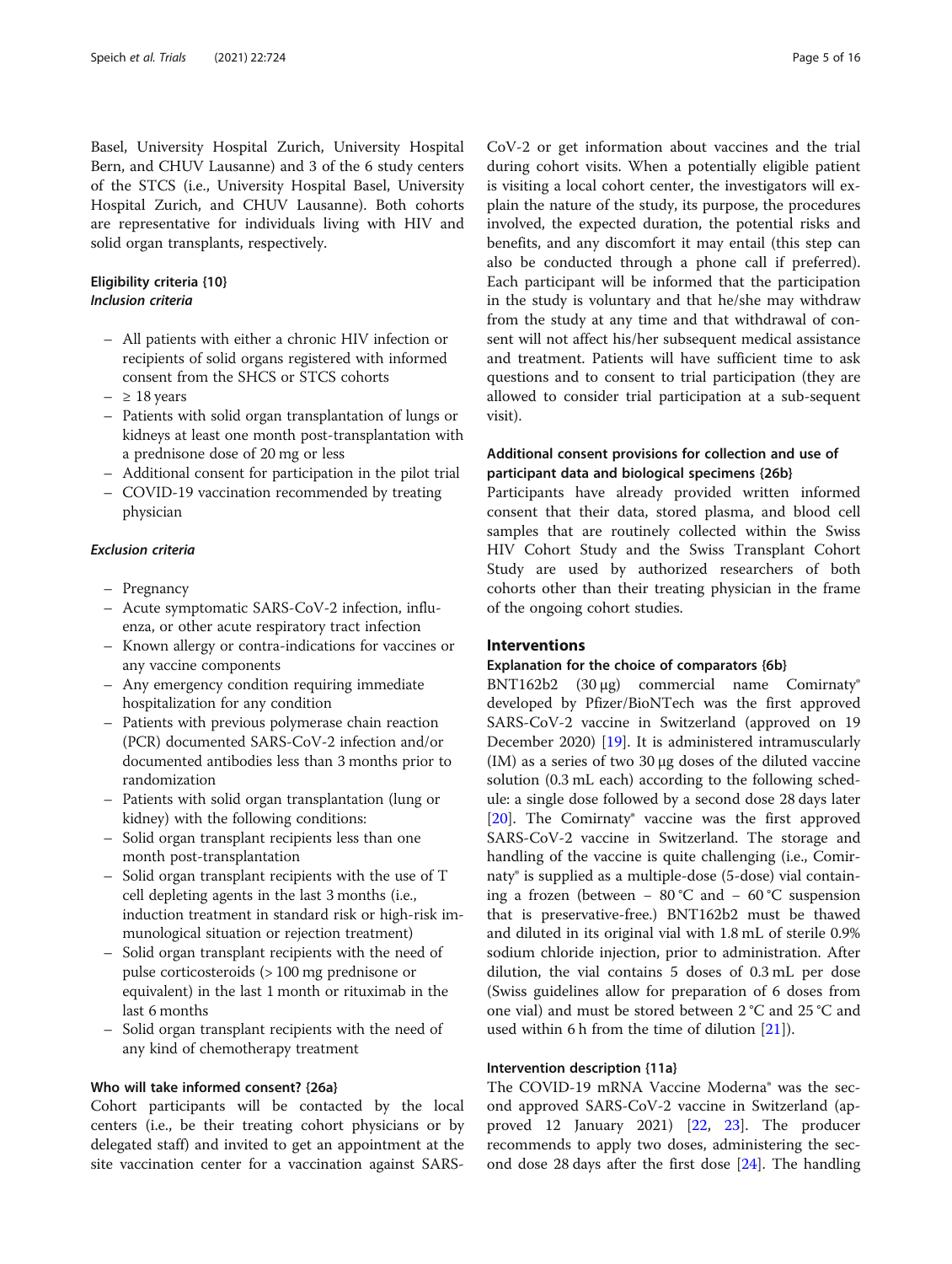Basel, University Hospital Zurich, University Hospital Bern, and CHUV Lausanne) and 3 of the 6 study centers of the STCS (i.e., University Hospital Basel, University Hospital Zurich, and CHUV Lausanne). Both cohorts are representative for individuals living with HIV and solid organ transplants, respectively.

### Eligibility criteria {10}

#### *Inclusion criteria*

- All patients with either a chronic HIV infection or recipients of solid organs registered with informed consent from the SHCS or STCS cohorts
- ≥ 18 years
- Patients with solid organ transplantation of lungs or kidneys at least one month post-transplantation with a prednisone dose of 20 mg or less
- Additional consent for participation in the pilot trial
- COVID-19 vaccination recommended by treating physician

#### *Exclusion criteria*

- Pregnancy
- Acute symptomatic SARS-CoV-2 infection, influenza, or other acute respiratory tract infection
- Known allergy or contra-indications for vaccines or any vaccine components
- Any emergency condition requiring immediate hospitalization for any condition
- Patients with previous polymerase chain reaction (PCR) documented SARS-CoV-2 infection and/or documented antibodies less than 3 months prior to randomization
- Patients with solid organ transplantation (lung or kidney) with the following conditions:
- Solid organ transplant recipients less than one month post-transplantation
- Solid organ transplant recipients with the use of T cell depleting agents in the last 3 months (i.e., induction treatment in standard risk or high-risk immunological situation or rejection treatment)
- Solid organ transplant recipients with the need of pulse corticosteroids (> 100 mg prednisone or equivalent) in the last 1 month or rituximab in the last 6 months
- Solid organ transplant recipients with the need of any kind of chemotherapy treatment

### Who will take informed consent? {26a}

Cohort participants will be contacted by the local centers (i.e., be their treating cohort physicians or by delegated staff) and invited to get an appointment at the site vaccination center for a vaccination against SARS-CoV-2 or get information about vaccines and the trial during cohort visits. When a potentially eligible patient is visiting a local cohort center, the investigators will explain the nature of the study, its purpose, the procedures involved, the expected duration, the potential risks and benefits, and any discomfort it may entail (this step can also be conducted through a phone call if preferred). Each participant will be informed that the participation in the study is voluntary and that he/she may withdraw from the study at any time and that withdrawal of consent will not affect his/her subsequent medical assistance and treatment. Patients will have sufficient time to ask questions and to consent to trial participation (they are allowed to consider trial participation at a sub-sequent visit).

### Additional consent provisions for collection and use of participant data and biological specimens {26b}

Participants have already provided written informed consent that their data, stored plasma, and blood cell samples that are routinely collected within the Swiss HIV Cohort Study and the Swiss Transplant Cohort Study are used by authorized researchers of both cohorts other than their treating physician in the frame of the ongoing cohort studies.

## Interventions

### Explanation for the choice of comparators {6b}

BNT162b2 (30 μg) commercial name Comirnaty® developed by Pfizer/BioNTech was the first approved SARS-CoV-2 vaccine in Switzerland (approved on 19 December 2020) [19]. It is administered intramuscularly (IM) as a series of two 30 μg doses of the diluted vaccine solution (0.3 mL each) according to the following schedule: a single dose followed by a second dose 28 days later [20]. The Comirnaty® vaccine was the first approved SARS-CoV-2 vaccine in Switzerland. The storage and handling of the vaccine is quite challenging (i.e., Comirnaty® is supplied as a multiple-dose (5-dose) vial containing a frozen (between − 80 °C and − 60 °C suspension that is preservative-free.) BNT162b2 must be thawed and diluted in its original vial with 1.8 mL of sterile 0.9% sodium chloride injection, prior to administration. After dilution, the vial contains 5 doses of 0.3 mL per dose (Swiss guidelines allow for preparation of 6 doses from one vial) and must be stored between 2 °C and 25 °C and used within 6 h from the time of dilution [21]).

### Intervention description {11a}

The COVID-19 mRNA Vaccine Moderna® was the second approved SARS-CoV-2 vaccine in Switzerland (approved 12 January 2021) [22, 23]. The producer recommends to apply two doses, administering the second dose 28 days after the first dose [24]. The handling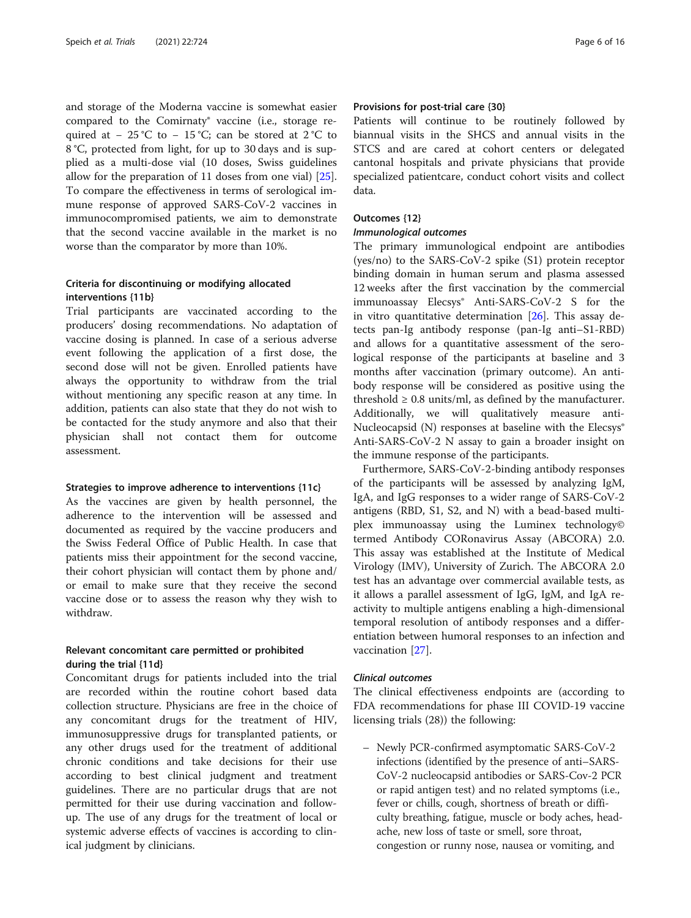and storage of the Moderna vaccine is somewhat easier compared to the Comirnaty® vaccine (i.e., storage required at − 25 °C to − 15 °C; can be stored at 2 °C to 8 °C, protected from light, for up to 30 days and is supplied as a multi-dose vial (10 doses, Swiss guidelines allow for the preparation of 11 doses from one vial) [25]. To compare the effectiveness in terms of serological immune response of approved SARS-CoV-2 vaccines in immunocompromised patients, we aim to demonstrate that the second vaccine available in the market is no worse than the comparator by more than 10%.

### Criteria for discontinuing or modifying allocated interventions {11b}

Trial participants are vaccinated according to the producers' dosing recommendations. No adaptation of vaccine dosing is planned. In case of a serious adverse event following the application of a first dose, the second dose will not be given. Enrolled patients have always the opportunity to withdraw from the trial without mentioning any specific reason at any time. In addition, patients can also state that they do not wish to be contacted for the study anymore and also that their physician shall not contact them for outcome assessment.

### Strategies to improve adherence to interventions {11c}

As the vaccines are given by health personnel, the adherence to the intervention will be assessed and documented as required by the vaccine producers and the Swiss Federal Office of Public Health. In case that patients miss their appointment for the second vaccine, their cohort physician will contact them by phone and/or email to make sure that they receive the second vaccine dose or to assess the reason why they wish to withdraw.

### Relevant concomitant care permitted or prohibited during the trial {11d}

Concomitant drugs for patients included into the trial are recorded within the routine cohort based data collection structure. Physicians are free in the choice of any concomitant drugs for the treatment of HIV, immunosuppressive drugs for transplanted patients, or any other drugs used for the treatment of additional chronic conditions and take decisions for their use according to best clinical judgment and treatment guidelines. There are no particular drugs that are not permitted for their use during vaccination and follow-up. The use of any drugs for the treatment of local or systemic adverse effects of vaccines is according to clinical judgment by clinicians.

### Provisions for post-trial care {30}

Patients will continue to be routinely followed by biannual visits in the SHCS and annual visits in the STCS and are cared at cohort centers or delegated cantonal hospitals and private physicians that provide specialized patientcare, conduct cohort visits and collect data.

### Outcomes {12}

#### *Immunological outcomes*

The primary immunological endpoint are antibodies (yes/no) to the SARS-CoV-2 spike (S1) protein receptor binding domain in human serum and plasma assessed 12 weeks after the first vaccination by the commercial immunoassay Elecsys® Anti-SARS-CoV-2 S for the in vitro quantitative determination [26]. This assay detects pan-Ig antibody response (pan-Ig anti–S1-RBD) and allows for a quantitative assessment of the serological response of the participants at baseline and 3 months after vaccination (primary outcome). An antibody response will be considered as positive using the threshold ≥ 0.8 units/ml, as defined by the manufacturer. Additionally, we will qualitatively measure anti-Nucleocapsid (N) responses at baseline with the Elecsys® Anti-SARS-CoV-2 N assay to gain a broader insight on the immune response of the participants.

Furthermore, SARS-CoV-2-binding antibody responses of the participants will be assessed by analyzing IgM, IgA, and IgG responses to a wider range of SARS-CoV-2 antigens (RBD, S1, S2, and N) with a bead-based multiplex immunoassay using the Luminex technology© termed Antibody CORonavirus Assay (ABCORA) 2.0. This assay was established at the Institute of Medical Virology (IMV), University of Zurich. The ABCORA 2.0 test has an advantage over commercial available tests, as it allows a parallel assessment of IgG, IgM, and IgA reactivity to multiple antigens enabling a high-dimensional temporal resolution of antibody responses and a differentiation between humoral responses to an infection and vaccination [27].

#### *Clinical outcomes*

The clinical effectiveness endpoints are (according to FDA recommendations for phase III COVID-19 vaccine licensing trials (28)) the following:

- Newly PCR-confirmed asymptomatic SARS-CoV-2 infections (identified by the presence of anti–SARS-CoV-2 nucleocapsid antibodies or SARS-Cov-2 PCR or rapid antigen test) and no related symptoms (i.e., fever or chills, cough, shortness of breath or difficulty breathing, fatigue, muscle or body aches, headache, new loss of taste or smell, sore throat, congestion or runny nose, nausea or vomiting, and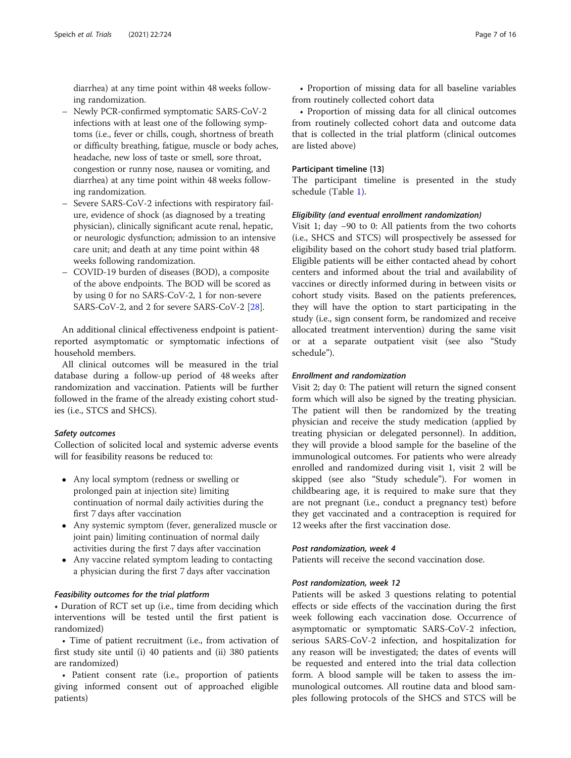diarrhea) at any time point within 48 weeks following randomization.

– Newly PCR-confirmed symptomatic SARS-CoV-2 infections with at least one of the following symptoms (i.e., fever or chills, cough, shortness of breath or difficulty breathing, fatigue, muscle or body aches, headache, new loss of taste or smell, sore throat, congestion or runny nose, nausea or vomiting, and diarrhea) at any time point within 48 weeks following randomization.
– Severe SARS-CoV-2 infections with respiratory failure, evidence of shock (as diagnosed by a treating physician), clinically significant acute renal, hepatic, or neurologic dysfunction; admission to an intensive care unit; and death at any time point within 48 weeks following randomization.
– COVID-19 burden of diseases (BOD), a composite of the above endpoints. The BOD will be scored as by using 0 for no SARS-CoV-2, 1 for non-severe SARS-CoV-2, and 2 for severe SARS-CoV-2 [28].

An additional clinical effectiveness endpoint is patient-reported asymptomatic or symptomatic infections of household members.

All clinical outcomes will be measured in the trial database during a follow-up period of 48 weeks after randomization and vaccination. Patients will be further followed in the frame of the already existing cohort studies (i.e., STCS and SHCS).

#### *Safety outcomes*

Collection of solicited local and systemic adverse events will for feasibility reasons be reduced to:

- Any local symptom (redness or swelling or prolonged pain at injection site) limiting continuation of normal daily activities during the first 7 days after vaccination
- Any systemic symptom (fever, generalized muscle or joint pain) limiting continuation of normal daily activities during the first 7 days after vaccination
- Any vaccine related symptom leading to contacting a physician during the first 7 days after vaccination

#### *Feasibility outcomes for the trial platform*

• Duration of RCT set up (i.e., time from deciding which interventions will be tested until the first patient is randomized)

• Time of patient recruitment (i.e., from activation of first study site until (i) 40 patients and (ii) 380 patients are randomized)

• Patient consent rate (i.e., proportion of patients giving informed consent out of approached eligible patients)

• Proportion of missing data for all baseline variables from routinely collected cohort data

• Proportion of missing data for all clinical outcomes from routinely collected cohort data and outcome data that is collected in the trial platform (clinical outcomes are listed above)

### Participant timeline {13}

The participant timeline is presented in the study schedule (Table 1).

#### *Eligibility (and eventual enrollment randomization)*

Visit 1; day −90 to 0: All patients from the two cohorts (i.e., SHCS and STCS) will prospectively be assessed for eligibility based on the cohort study based trial platform. Eligible patients will be either contacted ahead by cohort centers and informed about the trial and availability of vaccines or directly informed during in between visits or cohort study visits. Based on the patients preferences, they will have the option to start participating in the study (i.e., sign consent form, be randomized and receive allocated treatment intervention) during the same visit or at a separate outpatient visit (see also "Study schedule").

#### *Enrollment and randomization*

Visit 2; day 0: The patient will return the signed consent form which will also be signed by the treating physician. The patient will then be randomized by the treating physician and receive the study medication (applied by treating physician or delegated personnel). In addition, they will provide a blood sample for the baseline of the immunological outcomes. For patients who were already enrolled and randomized during visit 1, visit 2 will be skipped (see also "Study schedule"). For women in childbearing age, it is required to make sure that they are not pregnant (i.e., conduct a pregnancy test) before they get vaccinated and a contraception is required for 12 weeks after the first vaccination dose.

#### *Post randomization, week 4*

Patients will receive the second vaccination dose.

#### *Post randomization, week 12*

Patients will be asked 3 questions relating to potential effects or side effects of the vaccination during the first week following each vaccination dose. Occurrence of asymptomatic or symptomatic SARS-CoV-2 infection, serious SARS-CoV-2 infection, and hospitalization for any reason will be investigated; the dates of events will be requested and entered into the trial data collection form. A blood sample will be taken to assess the immunological outcomes. All routine data and blood samples following protocols of the SHCS and STCS will be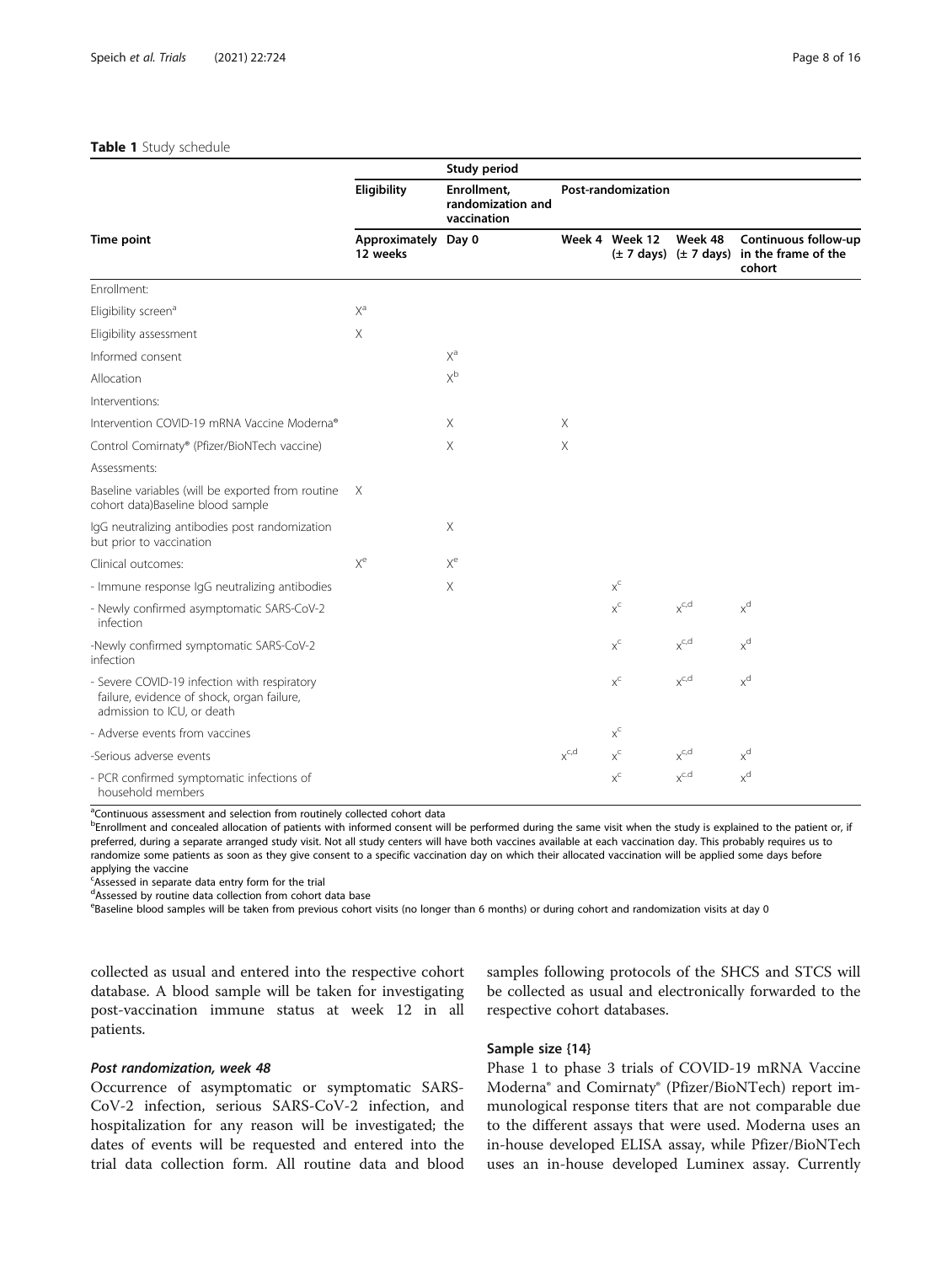**Table 1** Study schedule

| | Study period | | | | | |
|---|---|---|---|---|---|---|
| | Eligibility | Enrollment, randomization and vaccination | Post-randomization | | | |
| Time point | Approximately 12 weeks | Day 0 | Week 4 | Week 12 (± 7 days) | Week 48 (± 7 days) | Continuous follow-up in the frame of the cohort |
| Enrollment: | | | | | | |
| Eligibility screen[a] | X[a] | | | | | |
| Eligibility assessment | X | | | | | |
| Informed consent | | X[a] | | | | |
| Allocation | | X[b] | | | | |
| Interventions: | | | | | | |
| Intervention COVID-19 mRNA Vaccine Moderna® | | X | X | | | |
| Control Comirnaty® (Pfizer/BioNTech vaccine) | | X | X | | | |
| Assessments: | | | | | | |
| Baseline variables (will be exported from routine cohort data)Baseline blood sample | X | | | | | |
| IgG neutralizing antibodies post randomization but prior to vaccination | | X | | | | |
| Clinical outcomes: | X[e] | X[e] | | | | |
| - Immune response IgG neutralizing antibodies | | X | | x[c] | | |
| - Newly confirmed asymptomatic SARS-CoV-2 infection | | | | x[c] | x[c,d] | x[d] |
| -Newly confirmed symptomatic SARS-CoV-2 infection | | | | x[c] | x[c,d] | x[d] |
| - Severe COVID-19 infection with respiratory failure, evidence of shock, organ failure, admission to ICU, or death | | | | x[c] | x[c,d] | x[d] |
| - Adverse events from vaccines | | | | x[c] | | |
| -Serious adverse events | | | x[c,d] | x[c] | x[c,d] | x[d] |
| - PCR confirmed symptomatic infections of household members | | | | x[c] | x[c,d] | x[d] |

[a]Continuous assessment and selection from routinely collected cohort data
[b]Enrollment and concealed allocation of patients with informed consent will be performed during the same visit when the study is explained to the patient or, if preferred, during a separate arranged study visit. Not all study centers will have both vaccines available at each vaccination day. This probably requires us to randomize some patients as soon as they give consent to a specific vaccination day on which their allocated vaccination will be applied some days before applying the vaccine
[c]Assessed in separate data entry form for the trial
[d]Assessed by routine data collection from cohort data base
[e]Baseline blood samples will be taken from previous cohort visits (no longer than 6 months) or during cohort and randomization visits at day 0

collected as usual and entered into the respective cohort database. A blood sample will be taken for investigating post-vaccination immune status at week 12 in all patients.

#### *Post randomization, week 48*

Occurrence of asymptomatic or symptomatic SARS-CoV-2 infection, serious SARS-CoV-2 infection, and hospitalization for any reason will be investigated; the dates of events will be requested and entered into the trial data collection form. All routine data and blood samples following protocols of the SHCS and STCS will be collected as usual and electronically forwarded to the respective cohort databases.

### Sample size {14}

Phase 1 to phase 3 trials of COVID-19 mRNA Vaccine Moderna® and Comirnaty® (Pfizer/BioNTech) report immunological response titers that are not comparable due to the different assays that were used. Moderna uses an in-house developed ELISA assay, while Pfizer/BioNTech uses an in-house developed Luminex assay. Currently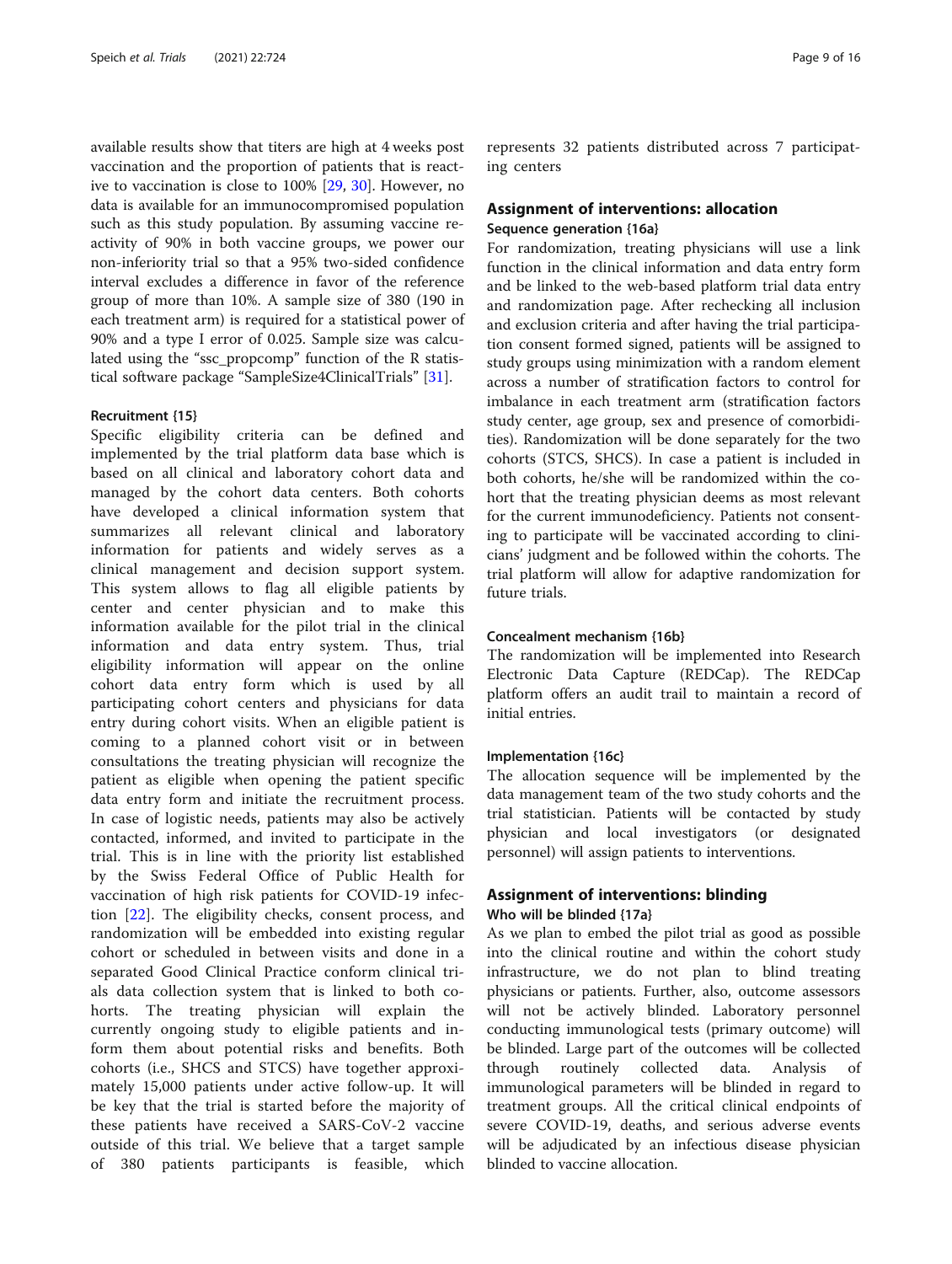available results show that titers are high at 4 weeks post vaccination and the proportion of patients that is reactive to vaccination is close to 100% [29, 30]. However, no data is available for an immunocompromised population such as this study population. By assuming vaccine reactivity of 90% in both vaccine groups, we power our non-inferiority trial so that a 95% two-sided confidence interval excludes a difference in favor of the reference group of more than 10%. A sample size of 380 (190 in each treatment arm) is required for a statistical power of 90% and a type I error of 0.025. Sample size was calculated using the "ssc_propcomp" function of the R statistical software package "SampleSize4ClinicalTrials" [31].

#### Recruitment {15}

Specific eligibility criteria can be defined and implemented by the trial platform data base which is based on all clinical and laboratory cohort data and managed by the cohort data centers. Both cohorts have developed a clinical information system that summarizes all relevant clinical and laboratory information for patients and widely serves as a clinical management and decision support system. This system allows to flag all eligible patients by center and center physician and to make this information available for the pilot trial in the clinical information and data entry system. Thus, trial eligibility information will appear on the online cohort data entry form which is used by all participating cohort centers and physicians for data entry during cohort visits. When an eligible patient is coming to a planned cohort visit or in between consultations the treating physician will recognize the patient as eligible when opening the patient specific data entry form and initiate the recruitment process. In case of logistic needs, patients may also be actively contacted, informed, and invited to participate in the trial. This is in line with the priority list established by the Swiss Federal Office of Public Health for vaccination of high risk patients for COVID-19 infection [22]. The eligibility checks, consent process, and randomization will be embedded into existing regular cohort or scheduled in between visits and done in a separated Good Clinical Practice conform clinical trials data collection system that is linked to both cohorts. The treating physician will explain the currently ongoing study to eligible patients and inform them about potential risks and benefits. Both cohorts (i.e., SHCS and STCS) have together approximately 15,000 patients under active follow-up. It will be key that the trial is started before the majority of these patients have received a SARS-CoV-2 vaccine outside of this trial. We believe that a target sample of 380 patients participants is feasible, which represents 32 patients distributed across 7 participating centers

### Assignment of interventions: allocation

#### Sequence generation {16a}

For randomization, treating physicians will use a link function in the clinical information and data entry form and be linked to the web-based platform trial data entry and randomization page. After rechecking all inclusion and exclusion criteria and after having the trial participation consent formed signed, patients will be assigned to study groups using minimization with a random element across a number of stratification factors to control for imbalance in each treatment arm (stratification factors study center, age group, sex and presence of comorbidities). Randomization will be done separately for the two cohorts (STCS, SHCS). In case a patient is included in both cohorts, he/she will be randomized within the cohort that the treating physician deems as most relevant for the current immunodeficiency. Patients not consenting to participate will be vaccinated according to clinicians' judgment and be followed within the cohorts. The trial platform will allow for adaptive randomization for future trials.

#### Concealment mechanism {16b}

The randomization will be implemented into Research Electronic Data Capture (REDCap). The REDCap platform offers an audit trail to maintain a record of initial entries.

#### Implementation {16c}

The allocation sequence will be implemented by the data management team of the two study cohorts and the trial statistician. Patients will be contacted by study physician and local investigators (or designated personnel) will assign patients to interventions.

### Assignment of interventions: blinding

#### Who will be blinded {17a}

As we plan to embed the pilot trial as good as possible into the clinical routine and within the cohort study infrastructure, we do not plan to blind treating physicians or patients. Further, also, outcome assessors will not be actively blinded. Laboratory personnel conducting immunological tests (primary outcome) will be blinded. Large part of the outcomes will be collected through routinely collected data. Analysis of immunological parameters will be blinded in regard to treatment groups. All the critical clinical endpoints of severe COVID-19, deaths, and serious adverse events will be adjudicated by an infectious disease physician blinded to vaccine allocation.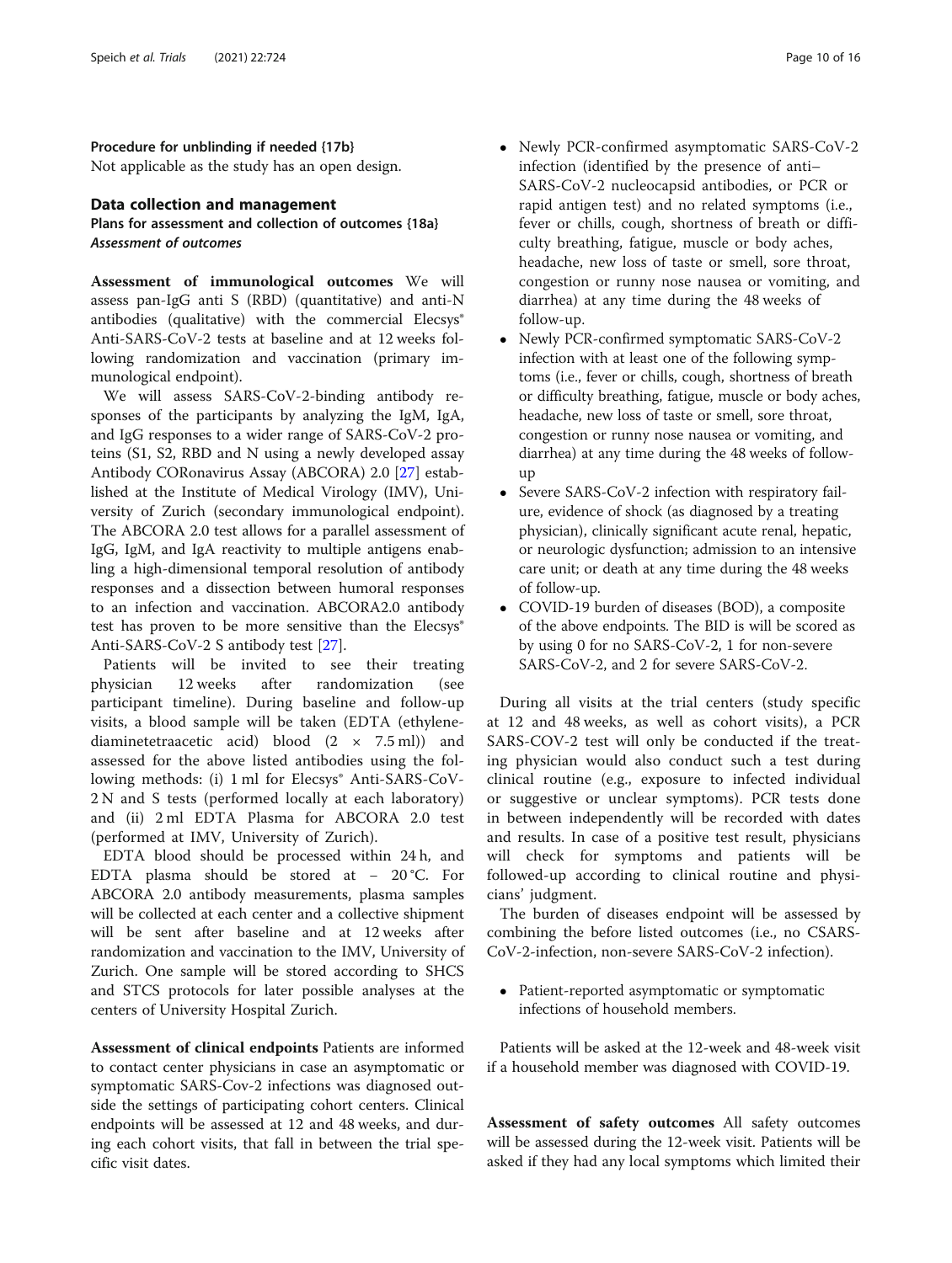**Procedure for unblinding if needed {17b}**

Not applicable as the study has an open design.

## Data collection and management

### Plans for assessment and collection of outcomes {18a}

***Assessment of outcomes***

**Assessment of immunological outcomes** We will assess pan-IgG anti S (RBD) (quantitative) and anti-N antibodies (qualitative) with the commercial Elecsys® Anti-SARS-CoV-2 tests at baseline and at 12 weeks following randomization and vaccination (primary immunological endpoint).

We will assess SARS-CoV-2-binding antibody responses of the participants by analyzing the IgM, IgA, and IgG responses to a wider range of SARS-CoV-2 proteins (S1, S2, RBD and N using a newly developed assay Antibody CORonavirus Assay (ABCORA) 2.0 [27] established at the Institute of Medical Virology (IMV), University of Zurich (secondary immunological endpoint). The ABCORA 2.0 test allows for a parallel assessment of IgG, IgM, and IgA reactivity to multiple antigens enabling a high-dimensional temporal resolution of antibody responses and a dissection between humoral responses to an infection and vaccination. ABCORA2.0 antibody test has proven to be more sensitive than the Elecsys® Anti-SARS-CoV-2 S antibody test [27].

Patients will be invited to see their treating physician 12 weeks after randomization (see participant timeline). During baseline and follow-up visits, a blood sample will be taken (EDTA (ethylenediaminetetraacetic acid) blood (2 × 7.5 ml)) and assessed for the above listed antibodies using the following methods: (i) 1 ml for Elecsys® Anti-SARS-CoV-2 N and S tests (performed locally at each laboratory) and (ii) 2 ml EDTA Plasma for ABCORA 2.0 test (performed at IMV, University of Zurich).

EDTA blood should be processed within 24 h, and EDTA plasma should be stored at − 20 °C. For ABCORA 2.0 antibody measurements, plasma samples will be collected at each center and a collective shipment will be sent after baseline and at 12 weeks after randomization and vaccination to the IMV, University of Zurich. One sample will be stored according to SHCS and STCS protocols for later possible analyses at the centers of University Hospital Zurich.

**Assessment of clinical endpoints** Patients are informed to contact center physicians in case an asymptomatic or symptomatic SARS-Cov-2 infections was diagnosed outside the settings of participating cohort centers. Clinical endpoints will be assessed at 12 and 48 weeks, and during each cohort visits, that fall in between the trial specific visit dates.

- Newly PCR-confirmed asymptomatic SARS-CoV-2 infection (identified by the presence of anti–SARS-CoV-2 nucleocapsid antibodies, or PCR or rapid antigen test) and no related symptoms (i.e., fever or chills, cough, shortness of breath or difficulty breathing, fatigue, muscle or body aches, headache, new loss of taste or smell, sore throat, congestion or runny nose nausea or vomiting, and diarrhea) at any time during the 48 weeks of follow-up.
- Newly PCR-confirmed symptomatic SARS-CoV-2 infection with at least one of the following symptoms (i.e., fever or chills, cough, shortness of breath or difficulty breathing, fatigue, muscle or body aches, headache, new loss of taste or smell, sore throat, congestion or runny nose nausea or vomiting, and diarrhea) at any time during the 48 weeks of follow-up
- Severe SARS-CoV-2 infection with respiratory failure, evidence of shock (as diagnosed by a treating physician), clinically significant acute renal, hepatic, or neurologic dysfunction; admission to an intensive care unit; or death at any time during the 48 weeks of follow-up.
- COVID-19 burden of diseases (BOD), a composite of the above endpoints. The BID is will be scored as by using 0 for no SARS-CoV-2, 1 for non-severe SARS-CoV-2, and 2 for severe SARS-CoV-2.

During all visits at the trial centers (study specific at 12 and 48 weeks, as well as cohort visits), a PCR SARS-COV-2 test will only be conducted if the treating physician would also conduct such a test during clinical routine (e.g., exposure to infected individual or suggestive or unclear symptoms). PCR tests done in between independently will be recorded with dates and results. In case of a positive test result, physicians will check for symptoms and patients will be followed-up according to clinical routine and physicians' judgment.

The burden of diseases endpoint will be assessed by combining the before listed outcomes (i.e., no CSARS-CoV-2-infection, non-severe SARS-CoV-2 infection).

- Patient-reported asymptomatic or symptomatic infections of household members.

Patients will be asked at the 12-week and 48-week visit if a household member was diagnosed with COVID-19.

**Assessment of safety outcomes** All safety outcomes will be assessed during the 12-week visit. Patients will be asked if they had any local symptoms which limited their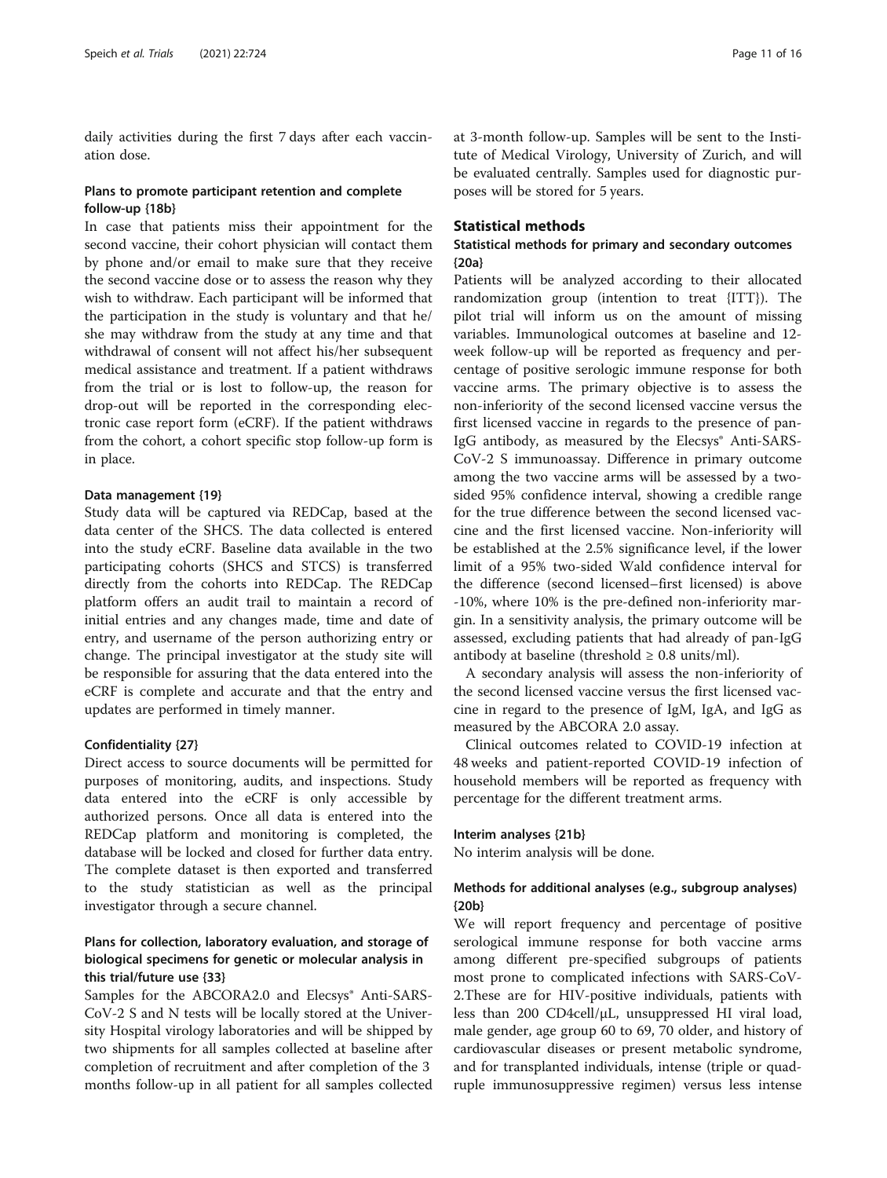daily activities during the first 7 days after each vaccination dose.

### Plans to promote participant retention and complete follow-up {18b}

In case that patients miss their appointment for the second vaccine, their cohort physician will contact them by phone and/or email to make sure that they receive the second vaccine dose or to assess the reason why they wish to withdraw. Each participant will be informed that the participation in the study is voluntary and that he/she may withdraw from the study at any time and that withdrawal of consent will not affect his/her subsequent medical assistance and treatment. If a patient withdraws from the trial or is lost to follow-up, the reason for drop-out will be reported in the corresponding electronic case report form (eCRF). If the patient withdraws from the cohort, a cohort specific stop follow-up form is in place.

### Data management {19}

Study data will be captured via REDCap, based at the data center of the SHCS. The data collected is entered into the study eCRF. Baseline data available in the two participating cohorts (SHCS and STCS) is transferred directly from the cohorts into REDCap. The REDCap platform offers an audit trail to maintain a record of initial entries and any changes made, time and date of entry, and username of the person authorizing entry or change. The principal investigator at the study site will be responsible for assuring that the data entered into the eCRF is complete and accurate and that the entry and updates are performed in timely manner.

### Confidentiality {27}

Direct access to source documents will be permitted for purposes of monitoring, audits, and inspections. Study data entered into the eCRF is only accessible by authorized persons. Once all data is entered into the REDCap platform and monitoring is completed, the database will be locked and closed for further data entry. The complete dataset is then exported and transferred to the study statistician as well as the principal investigator through a secure channel.

### Plans for collection, laboratory evaluation, and storage of biological specimens for genetic or molecular analysis in this trial/future use {33}

Samples for the ABCORA2.0 and Elecsys® Anti-SARS-CoV-2 S and N tests will be locally stored at the University Hospital virology laboratories and will be shipped by two shipments for all samples collected at baseline after completion of recruitment and after completion of the 3 months follow-up in all patient for all samples collected at 3-month follow-up. Samples will be sent to the Institute of Medical Virology, University of Zurich, and will be evaluated centrally. Samples used for diagnostic purposes will be stored for 5 years.

## Statistical methods

### Statistical methods for primary and secondary outcomes {20a}

Patients will be analyzed according to their allocated randomization group (intention to treat {ITT}). The pilot trial will inform us on the amount of missing variables. Immunological outcomes at baseline and 12-week follow-up will be reported as frequency and percentage of positive serologic immune response for both vaccine arms. The primary objective is to assess the non-inferiority of the second licensed vaccine versus the first licensed vaccine in regards to the presence of pan-IgG antibody, as measured by the Elecsys® Anti-SARS-CoV-2 S immunoassay. Difference in primary outcome among the two vaccine arms will be assessed by a two-sided 95% confidence interval, showing a credible range for the true difference between the second licensed vaccine and the first licensed vaccine. Non-inferiority will be established at the 2.5% significance level, if the lower limit of a 95% two-sided Wald confidence interval for the difference (second licensed–first licensed) is above -10%, where 10% is the pre-defined non-inferiority margin. In a sensitivity analysis, the primary outcome will be assessed, excluding patients that had already of pan-IgG antibody at baseline (threshold $\geq$ 0.8 units/ml).

A secondary analysis will assess the non-inferiority of the second licensed vaccine versus the first licensed vaccine in regard to the presence of IgM, IgA, and IgG as measured by the ABCORA 2.0 assay.

Clinical outcomes related to COVID-19 infection at 48 weeks and patient-reported COVID-19 infection of household members will be reported as frequency with percentage for the different treatment arms.

### Interim analyses {21b}

No interim analysis will be done.

### Methods for additional analyses (e.g., subgroup analyses) {20b}

We will report frequency and percentage of positive serological immune response for both vaccine arms among different pre-specified subgroups of patients most prone to complicated infections with SARS-CoV-2.These are for HIV-positive individuals, patients with less than 200 CD4cell/μL, unsuppressed HI viral load, male gender, age group 60 to 69, 70 older, and history of cardiovascular diseases or present metabolic syndrome, and for transplanted individuals, intense (triple or quadruple immunosuppressive regimen) versus less intense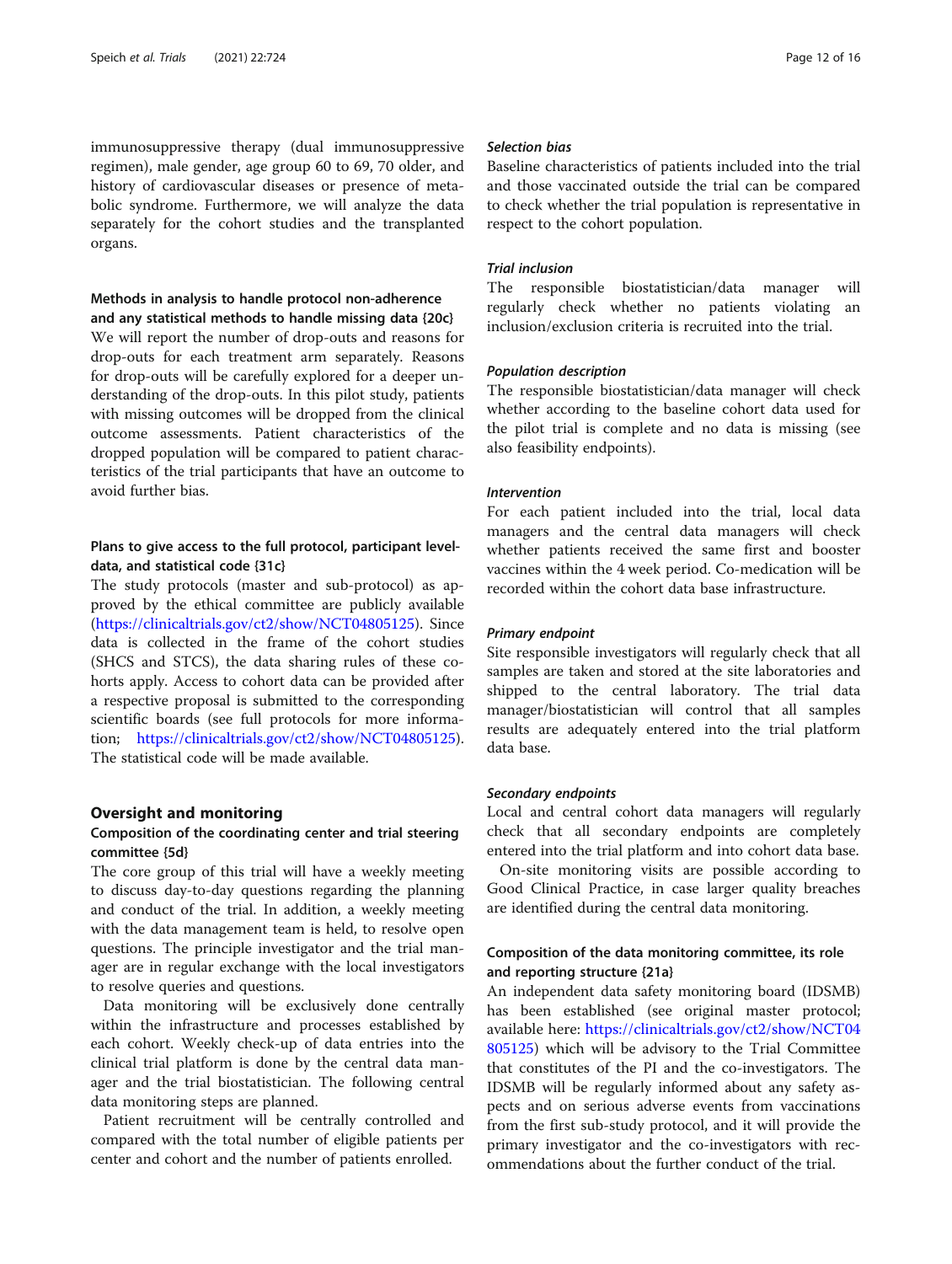immunosuppressive therapy (dual immunosuppressive regimen), male gender, age group 60 to 69, 70 older, and history of cardiovascular diseases or presence of metabolic syndrome. Furthermore, we will analyze the data separately for the cohort studies and the transplanted organs.

### Methods in analysis to handle protocol non-adherence and any statistical methods to handle missing data {20c}

We will report the number of drop-outs and reasons for drop-outs for each treatment arm separately. Reasons for drop-outs will be carefully explored for a deeper understanding of the drop-outs. In this pilot study, patients with missing outcomes will be dropped from the clinical outcome assessments. Patient characteristics of the dropped population will be compared to patient characteristics of the trial participants that have an outcome to avoid further bias.

### Plans to give access to the full protocol, participant level-data, and statistical code {31c}

The study protocols (master and sub-protocol) as approved by the ethical committee are publicly available (https://clinicaltrials.gov/ct2/show/NCT04805125). Since data is collected in the frame of the cohort studies (SHCS and STCS), the data sharing rules of these cohorts apply. Access to cohort data can be provided after a respective proposal is submitted to the corresponding scientific boards (see full protocols for more information; https://clinicaltrials.gov/ct2/show/NCT04805125). The statistical code will be made available.

## Oversight and monitoring

### Composition of the coordinating center and trial steering committee {5d}

The core group of this trial will have a weekly meeting to discuss day-to-day questions regarding the planning and conduct of the trial. In addition, a weekly meeting with the data management team is held, to resolve open questions. The principle investigator and the trial manager are in regular exchange with the local investigators to resolve queries and questions.

Data monitoring will be exclusively done centrally within the infrastructure and processes established by each cohort. Weekly check-up of data entries into the clinical trial platform is done by the central data manager and the trial biostatistician. The following central data monitoring steps are planned.

Patient recruitment will be centrally controlled and compared with the total number of eligible patients per center and cohort and the number of patients enrolled.

#### *Selection bias*

Baseline characteristics of patients included into the trial and those vaccinated outside the trial can be compared to check whether the trial population is representative in respect to the cohort population.

#### *Trial inclusion*

The responsible biostatistician/data manager will regularly check whether no patients violating an inclusion/exclusion criteria is recruited into the trial.

#### *Population description*

The responsible biostatistician/data manager will check whether according to the baseline cohort data used for the pilot trial is complete and no data is missing (see also feasibility endpoints).

#### *Intervention*

For each patient included into the trial, local data managers and the central data managers will check whether patients received the same first and booster vaccines within the 4 week period. Co-medication will be recorded within the cohort data base infrastructure.

#### *Primary endpoint*

Site responsible investigators will regularly check that all samples are taken and stored at the site laboratories and shipped to the central laboratory. The trial data manager/biostatistician will control that all samples results are adequately entered into the trial platform data base.

#### *Secondary endpoints*

Local and central cohort data managers will regularly check that all secondary endpoints are completely entered into the trial platform and into cohort data base.

On-site monitoring visits are possible according to Good Clinical Practice, in case larger quality breaches are identified during the central data monitoring.

### Composition of the data monitoring committee, its role and reporting structure {21a}

An independent data safety monitoring board (IDSMB) has been established (see original master protocol; available here: https://clinicaltrials.gov/ct2/show/NCT04805125) which will be advisory to the Trial Committee that constitutes of the PI and the co-investigators. The IDSMB will be regularly informed about any safety aspects and on serious adverse events from vaccinations from the first sub-study protocol, and it will provide the primary investigator and the co-investigators with recommendations about the further conduct of the trial.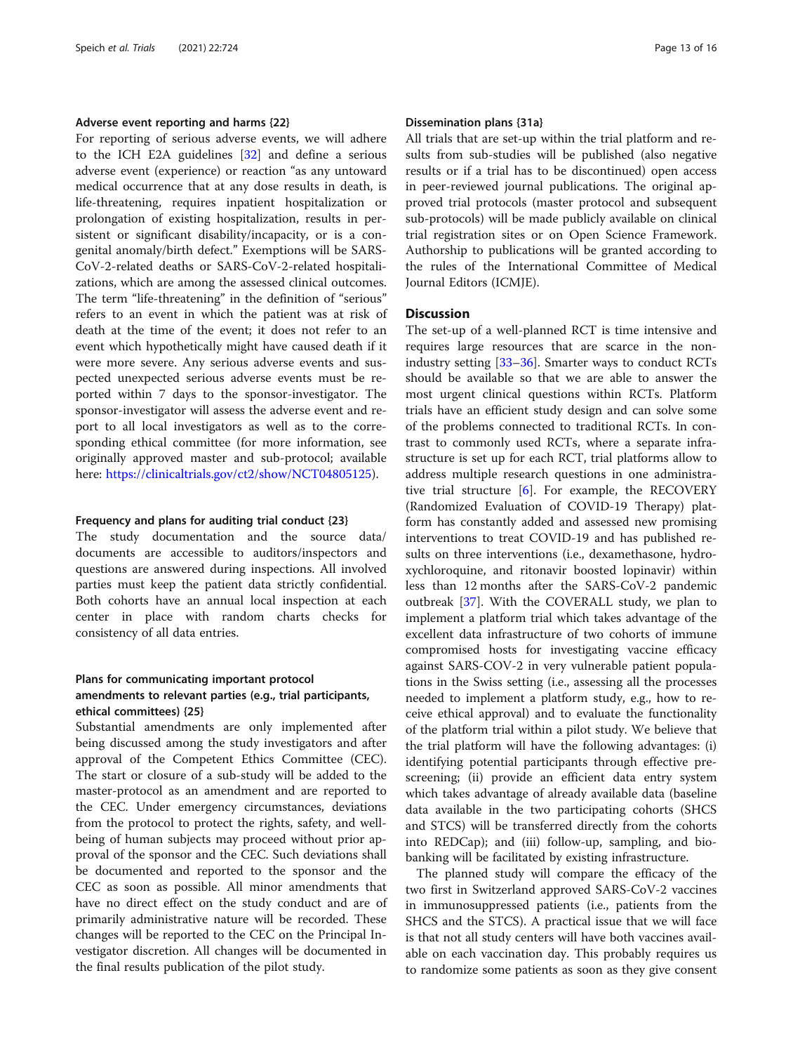#### Adverse event reporting and harms {22}

For reporting of serious adverse events, we will adhere to the ICH E2A guidelines [32] and define a serious adverse event (experience) or reaction "as any untoward medical occurrence that at any dose results in death, is life-threatening, requires inpatient hospitalization or prolongation of existing hospitalization, results in persistent or significant disability/incapacity, or is a congenital anomaly/birth defect." Exemptions will be SARS-CoV-2-related deaths or SARS-CoV-2-related hospitalizations, which are among the assessed clinical outcomes. The term "life-threatening" in the definition of "serious" refers to an event in which the patient was at risk of death at the time of the event; it does not refer to an event which hypothetically might have caused death if it were more severe. Any serious adverse events and suspected unexpected serious adverse events must be reported within 7 days to the sponsor-investigator. The sponsor-investigator will assess the adverse event and report to all local investigators as well as to the corresponding ethical committee (for more information, see originally approved master and sub-protocol; available here: https://clinicaltrials.gov/ct2/show/NCT04805125).

#### Frequency and plans for auditing trial conduct {23}

The study documentation and the source data/documents are accessible to auditors/inspectors and questions are answered during inspections. All involved parties must keep the patient data strictly confidential. Both cohorts have an annual local inspection at each center in place with random charts checks for consistency of all data entries.

#### Plans for communicating important protocol amendments to relevant parties (e.g., trial participants, ethical committees) {25}

Substantial amendments are only implemented after being discussed among the study investigators and after approval of the Competent Ethics Committee (CEC). The start or closure of a sub-study will be added to the master-protocol as an amendment and are reported to the CEC. Under emergency circumstances, deviations from the protocol to protect the rights, safety, and well-being of human subjects may proceed without prior approval of the sponsor and the CEC. Such deviations shall be documented and reported to the sponsor and the CEC as soon as possible. All minor amendments that have no direct effect on the study conduct and are of primarily administrative nature will be recorded. These changes will be reported to the CEC on the Principal Investigator discretion. All changes will be documented in the final results publication of the pilot study.

#### Dissemination plans {31a}

All trials that are set-up within the trial platform and results from sub-studies will be published (also negative results or if a trial has to be discontinued) open access in peer-reviewed journal publications. The original approved trial protocols (master protocol and subsequent sub-protocols) will be made publicly available on clinical trial registration sites or on Open Science Framework. Authorship to publications will be granted according to the rules of the International Committee of Medical Journal Editors (ICMJE).

## Discussion

The set-up of a well-planned RCT is time intensive and requires large resources that are scarce in the non-industry setting [33–36]. Smarter ways to conduct RCTs should be available so that we are able to answer the most urgent clinical questions within RCTs. Platform trials have an efficient study design and can solve some of the problems connected to traditional RCTs. In contrast to commonly used RCTs, where a separate infrastructure is set up for each RCT, trial platforms allow to address multiple research questions in one administrative trial structure [6]. For example, the RECOVERY (Randomized Evaluation of COVID-19 Therapy) platform has constantly added and assessed new promising interventions to treat COVID-19 and has published results on three interventions (i.e., dexamethasone, hydroxychloroquine, and ritonavir boosted lopinavir) within less than 12 months after the SARS-CoV-2 pandemic outbreak [37]. With the COVERALL study, we plan to implement a platform trial which takes advantage of the excellent data infrastructure of two cohorts of immune compromised hosts for investigating vaccine efficacy against SARS-COV-2 in very vulnerable patient populations in the Swiss setting (i.e., assessing all the processes needed to implement a platform study, e.g., how to receive ethical approval) and to evaluate the functionality of the platform trial within a pilot study. We believe that the trial platform will have the following advantages: (i) identifying potential participants through effective prescreening; (ii) provide an efficient data entry system which takes advantage of already available data (baseline data available in the two participating cohorts (SHCS and STCS) will be transferred directly from the cohorts into REDCap); and (iii) follow-up, sampling, and biobanking will be facilitated by existing infrastructure.

The planned study will compare the efficacy of the two first in Switzerland approved SARS-CoV-2 vaccines in immunosuppressed patients (i.e., patients from the SHCS and the STCS). A practical issue that we will face is that not all study centers will have both vaccines available on each vaccination day. This probably requires us to randomize some patients as soon as they give consent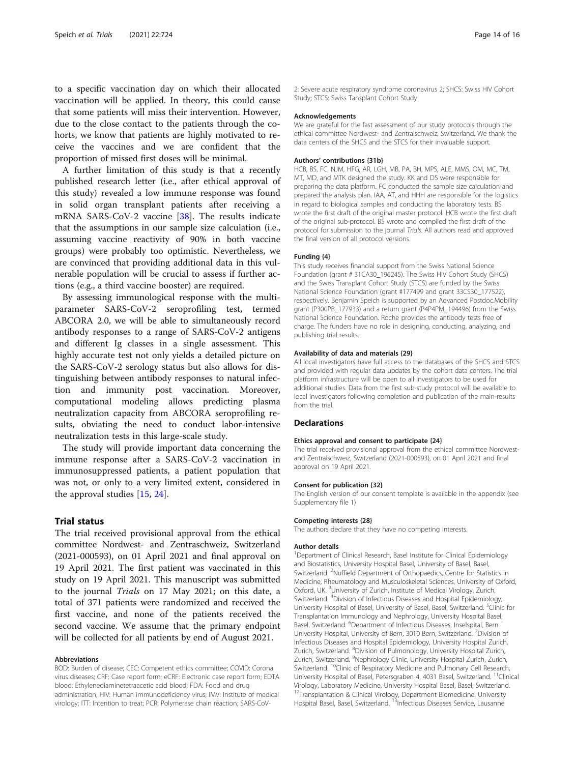to a specific vaccination day on which their allocated vaccination will be applied. In theory, this could cause that some patients will miss their intervention. However, due to the close contact to the patients through the cohorts, we know that patients are highly motivated to receive the vaccines and we are confident that the proportion of missed first doses will be minimal.

A further limitation of this study is that a recently published research letter (i.e., after ethical approval of this study) revealed a low immune response was found in solid organ transplant patients after receiving a mRNA SARS-CoV-2 vaccine [38]. The results indicate that the assumptions in our sample size calculation (i.e., assuming vaccine reactivity of 90% in both vaccine groups) were probably too optimistic. Nevertheless, we are convinced that providing additional data in this vulnerable population will be crucial to assess if further actions (e.g., a third vaccine booster) are required.

By assessing immunological response with the multi-parameter SARS-CoV-2 seroprofiling test, termed ABCORA 2.0, we will be able to simultaneously record antibody responses to a range of SARS-CoV-2 antigens and different Ig classes in a single assessment. This highly accurate test not only yields a detailed picture on the SARS-CoV-2 serology status but also allows for distinguishing between antibody responses to natural infection and immunity post vaccination. Moreover, computational modeling allows predicting plasma neutralization capacity from ABCORA seroprofiling results, obviating the need to conduct labor-intensive neutralization tests in this large-scale study.

The study will provide important data concerning the immune response after a SARS-CoV-2 vaccination in immunosuppressed patients, a patient population that was not, or only to a very limited extent, considered in the approval studies [15, 24].

## Trial status

The trial received provisional approval from the ethical committee Nordwest- and Zentraschweiz, Switzerland (2021-000593), on 01 April 2021 and final approval on 19 April 2021. The first patient was vaccinated in this study on 19 April 2021. This manuscript was submitted to the journal *Trials* on 17 May 2021; on this date, a total of 371 patients were randomized and received the first vaccine, and none of the patients received the second vaccine. We assume that the primary endpoint will be collected for all patients by end of August 2021.

#### Abbreviations

BOD: Burden of disease; CEC: Competent ethics committee; COVID: Corona virus diseases; CRF: Case report form; eCRF: Electronic case report form; EDTA blood: Ethylenediaminetetraacetic acid blood; FDA: Food and drug administration; HIV: Human immunodeficiency virus; IMV: Institute of medical virology; ITT: Intention to treat; PCR: Polymerase chain reaction; SARS-CoV-2: Severe acute respiratory syndrome coronavirus 2; SHCS: Swiss HIV Cohort Study; STCS: Swiss Tansplant Cohort Study

#### Acknowledgements

We are grateful for the fast assessment of our study protocols through the ethical committee Nordwest- and Zentralschweiz, Switzerland. We thank the data centers of the SHCS and the STCS for their invaluable support.

#### Authors' contributions {31b}

HCB, BS, FC, NJM, HFG, AR, LGH, MB, PA, BH, MPS, ALE, MMS, OM, MC, TM, MT, MD, and MTK designed the study. KK and DS were responsible for preparing the data platform. FC conducted the sample size calculation and prepared the analysis plan. IAA, AT, and HHH are responsible for the logistics in regard to biological samples and conducting the laboratory tests. BS wrote the first draft of the original master protocol. HCB wrote the first draft of the original sub-protocol. BS wrote and compiled the first draft of the protocol for submission to the journal *Trials*. All authors read and approved the final version of all protocol versions.

#### Funding {4}

This study receives financial support from the Swiss National Science Foundation (grant # 31CA30_196245). The Swiss HIV Cohort Study (SHCS) and the Swiss Transplant Cohort Study (STCS) are funded by the Swiss National Science Foundation (grant #177499 and grant 33CS30_177522), respectively. Benjamin Speich is supported by an Advanced Postdoc.Mobility grant (P300PB_177933) and a return grant (P4P4PM_194496) from the Swiss National Science Foundation. Roche provides the antibody tests free of charge. The funders have no role in designing, conducting, analyzing, and publishing trial results.

#### Availability of data and materials {29}

All local investigators have full access to the databases of the SHCS and STCS and provided with regular data updates by the cohort data centers. The trial platform infrastructure will be open to all investigators to be used for additional studies. Data from the first sub-study protocol will be available to local investigators following completion and publication of the main-results from the trial.

## Declarations

#### Ethics approval and consent to participate {24}

The trial received provisional approval from the ethical committee Nordwest- and Zentralschweiz, Switzerland (2021-000593), on 01 April 2021 and final approval on 19 April 2021.

#### Consent for publication {32}

The English version of our consent template is available in the appendix (see Supplementary file 1)

#### Competing interests {28}

The authors declare that they have no competing interests.

#### Author details

[1]Department of Clinical Research, Basel Institute for Clinical Epidemiology and Biostatistics, University Hospital Basel, University of Basel, Basel, Switzerland. [2]Nuffield Department of Orthopaedics, Centre for Statistics in Medicine, Rheumatology and Musculoskeletal Sciences, University of Oxford, Oxford, UK. [3]University of Zurich, Institute of Medical Virology, Zurich, Switzerland. [4]Division of Infectious Diseases and Hospital Epidemiology, University Hospital of Basel, University of Basel, Basel, Switzerland. [5]Clinic for Transplantation Immunology and Nephrology, University Hospital Basel, Basel, Switzerland. [6]Department of Infectious Diseases, Inselspital, Bern University Hospital, University of Bern, 3010 Bern, Switzerland. [7]Division of Infectious Diseases and Hospital Epidemiology, University Hospital Zurich, Zurich, Switzerland. [8]Division of Pulmonology, University Hospital Zurich, Zurich, Switzerland. [9]Nephrology Clinic, University Hospital Zurich, Zurich, Switzerland. [10]Clinic of Respiratory Medicine and Pulmonary Cell Research, University Hospital of Basel, Petersgraben 4, 4031 Basel, Switzerland. [11]Clinical Virology, Laboratory Medicine, University Hospital Basel, Basel, Switzerland. [12]Transplantation & Clinical Virology, Department Biomedicine, University Hospital Basel, Basel, Switzerland. [13]Infectious Diseases Service, Lausanne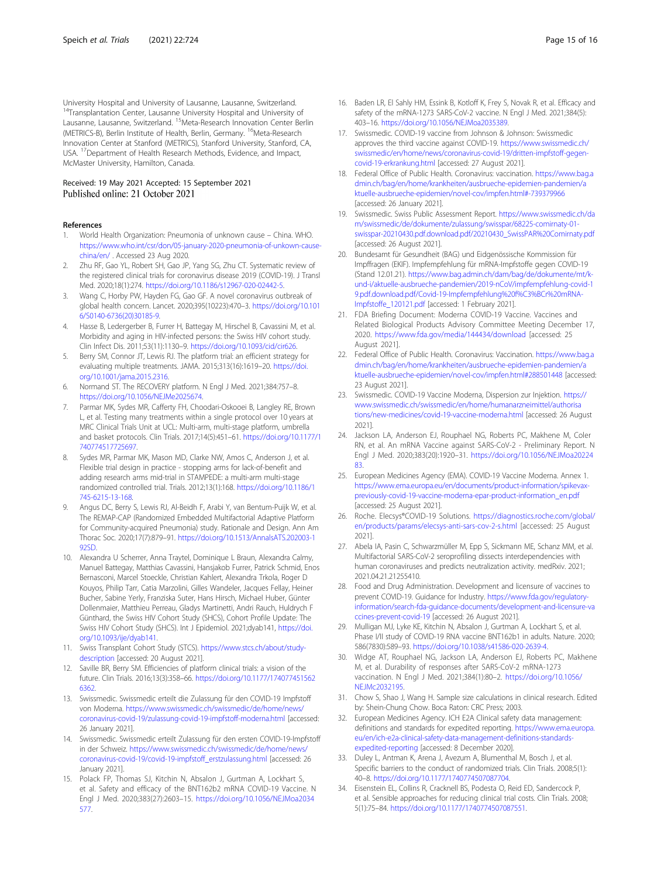University Hospital and University of Lausanne, Lausanne, Switzerland. [14]Transplantation Center, Lausanne University Hospital and University of Lausanne, Lausanne, Switzerland. [15]Meta-Research Innovation Center Berlin (METRICS-B), Berlin Institute of Health, Berlin, Germany. [16]Meta-Research Innovation Center at Stanford (METRICS), Stanford University, Stanford, CA, USA. [17]Department of Health Research Methods, Evidence, and Impact, McMaster University, Hamilton, Canada.

Received: 19 May 2021 Accepted: 15 September 2021
Published online: 21 October 2021

## References

1. World Health Organization: Pneumonia of unknown cause – China. WHO. https://www.who.int/csr/don/05-january-2020-pneumonia-of-unkown-cause-china/en/ . Accessed 23 Aug 2020.
2. Zhu RF, Gao YL, Robert SH, Gao JP, Yang SG, Zhu CT. Systematic review of the registered clinical trials for coronavirus disease 2019 (COVID-19). J Transl Med. 2020;18(1):274. https://doi.org/10.1186/s12967-020-02442-5.
3. Wang C, Horby PW, Hayden FG, Gao GF. A novel coronavirus outbreak of global health concern. Lancet. 2020;395(10223):470–3. https://doi.org/10.1016/S0140-6736(20)30185-9.
4. Hasse B, Ledergerber B, Furrer H, Battegay M, Hirschel B, Cavassini M, et al. Morbidity and aging in HIV-infected persons: the Swiss HIV cohort study. Clin Infect Dis. 2011;53(11):1130–9. https://doi.org/10.1093/cid/cir626.
5. Berry SM, Connor JT, Lewis RJ. The platform trial: an efficient strategy for evaluating multiple treatments. JAMA. 2015;313(16):1619–20. https://doi.org/10.1001/jama.2015.2316.
6. Normand ST. The RECOVERY platform. N Engl J Med. 2021;384:757–8. https://doi.org/10.1056/NEJMe2025674.
7. Parmar MK, Sydes MR, Cafferty FH, Choodari-Oskooei B, Langley RE, Brown L, et al. Testing many treatments within a single protocol over 10 years at MRC Clinical Trials Unit at UCL: Multi-arm, multi-stage platform, umbrella and basket protocols. Clin Trials. 2017;14(5):451–61. https://doi.org/10.1177/1740774517725697.
8. Sydes MR, Parmar MK, Mason MD, Clarke NW, Amos C, Anderson J, et al. Flexible trial design in practice - stopping arms for lack-of-benefit and adding research arms mid-trial in STAMPEDE: a multi-arm multi-stage randomized controlled trial. Trials. 2012;13(1):168. https://doi.org/10.1186/1745-6215-13-168.
9. Angus DC, Berry S, Lewis RJ, Al-Beidh F, Arabi Y, van Bentum-Puijk W, et al. The REMAP-CAP (Randomized Embedded Multifactorial Adaptive Platform for Community-acquired Pneumonia) study. Rationale and Design. Ann Am Thorac Soc. 2020;17(7):879–91. https://doi.org/10.1513/AnnalsATS.202003-192SD.
10. Alexandra U Scherrer, Anna Traytel, Dominique L Braun, Alexandra Calmy, Manuel Battegay, Matthias Cavassini, Hansjakob Furrer, Patrick Schmid, Enos Bernasconi, Marcel Stoeckle, Christian Kahlert, Alexandra Trkola, Roger D Kouyos, Philip Tarr, Catia Marzolini, Gilles Wandeler, Jacques Fellay, Heiner Bucher, Sabine Yerly, Franziska Suter, Hans Hirsch, Michael Huber, Günter Dollenmaier, Matthieu Perreau, Gladys Martinetti, Andri Rauch, Huldrych F Günthard, the Swiss HIV Cohort Study (SHCS), Cohort Profile Update: The Swiss HIV Cohort Study (SHCS). Int J Epidemiol. 2021;dyab141, https://doi.org/10.1093/ije/dyab141.
11. Swiss Transplant Cohort Study (STCS). https://www.stcs.ch/about/study-description [accessed: 20 August 2021].
12. Saville BR, Berry SM. Efficiencies of platform clinical trials: a vision of the future. Clin Trials. 2016;13(3):358–66. https://doi.org/10.1177/1740774515626362.
13. Swissmedic. Swissmedic erteilt die Zulassung für den COVID-19 Impfstoff von Moderna. https://www.swissmedic.ch/swissmedic/de/home/news/coronavirus-covid-19/zulassung-covid-19-impfstoff-moderna.html [accessed: 26 January 2021].
14. Swissmedic. Swissmedic erteilt Zulassung für den ersten COVID-19-Impfstoff in der Schweiz. https://www.swissmedic.ch/swissmedic/de/home/news/coronavirus-covid-19/covid-19-impfstoff_erstzulassung.html [accessed: 26 January 2021].
15. Polack FP, Thomas SJ, Kitchin N, Absalon J, Gurtman A, Lockhart S, et al. Safety and efficacy of the BNT162b2 mRNA COVID-19 Vaccine. N Engl J Med. 2020;383(27):2603–15. https://doi.org/10.1056/NEJMoa2034577.
16. Baden LR, El Sahly HM, Essink B, Kotloff K, Frey S, Novak R, et al. Efficacy and safety of the mRNA-1273 SARS-CoV-2 vaccine. N Engl J Med. 2021;384(5):403–16. https://doi.org/10.1056/NEJMoa2035389.
17. Swissmedic. COVID-19 vaccine from Johnson & Johnson: Swissmedic approves the third vaccine against COVID-19. https://www.swissmedic.ch/swissmedic/en/home/news/coronavirus-covid-19/dritten-impfstoff-gegen-covid-19-erkrankung.html [accessed: 27 August 2021].
18. Federal Office of Public Health. Coronavirus: vaccination. https://www.bag.admin.ch/bag/en/home/krankheiten/ausbrueche-epidemien-pandemien/aktuelle-ausbrueche-epidemien/novel-cov/impfen.html#-739379966 [accessed: 26 January 2021].
19. Swissmedic. Swiss Public Assessment Report. https://www.swissmedic.ch/dam/swissmedic/de/dokumente/zulassung/swisspar/68225-comirnaty-01-swisspar-20210430.pdf.download.pdf/20210430_SwissPAR%20Comirnaty.pdf [accessed: 26 August 2021].
20. Bundesamt für Gesundheit (BAG) und Eidgenössische Kommission für Impffragen (EKIF). Impfempfehlung für mRNA-Impfstoffe gegen COVID-19 (Stand 12.01.21). https://www.bag.admin.ch/dam/bag/de/dokumente/mt/k-und-i/aktuelle-ausbrueche-pandemien/2019-nCoV/impfempfehlung-covid-19.pdf.download.pdf/Covid-19-Impfempfehlung%20f%C3%BCr%20mRNA-Impfstoffe_120121.pdf [accessed: 1 February 2021].
21. FDA Briefing Document: Moderna COVID-19 Vaccine. Vaccines and Related Biological Products Advisory Committee Meeting December 17, 2020. https://www.fda.gov/media/144434/download [accessed: 25 August 2021].
22. Federal Office of Public Health. Coronavirus: Vaccination. https://www.bag.admin.ch/bag/en/home/krankheiten/ausbrueche-epidemien-pandemien/aktuelle-ausbrueche-epidemien/novel-cov/impfen.html#288501448 [accessed: 23 August 2021].
23. Swissmedic. COVID-19 Vaccine Moderna, Dispersion zur Injektion. https://www.swissmedic.ch/swissmedic/en/home/humanarzneimittel/authorisations/new-medicines/covid-19-vaccine-moderna.html [accessed: 26 August 2021].
24. Jackson LA, Anderson EJ, Rouphael NG, Roberts PC, Makhene M, Coler RN, et al. An mRNA Vaccine against SARS-CoV-2 - Preliminary Report. N Engl J Med. 2020;383(20):1920–31. https://doi.org/10.1056/NEJMoa2022483.
25. European Medicines Agency (EMA). COVID-19 Vaccine Moderna. Annex 1. https://www.ema.europa.eu/en/documents/product-information/spikevax-previously-covid-19-vaccine-moderna-epar-product-information_en.pdf [accessed: 25 August 2021].
26. Roche. Elecsys®COVID-19 Solutions. https://diagnostics.roche.com/global/en/products/params/elecsys-anti-sars-cov-2-s.html [accessed: 25 August 2021].
27. Abela IA, Pasin C, Schwarzmüller M, Epp S, Sickmann ME, Schanz MM, et al. Multifactorial SARS-CoV-2 seroprofiling dissects interdependencies with human coronaviruses and predicts neutralization activity. medRxiv. 2021; 2021.04.21.21255410.
28. Food and Drug Administration. Development and licensure of vaccines to prevent COVID-19. Guidance for Industry. https://www.fda.gov/regulatory-information/search-fda-guidance-documents/development-and-licensure-vaccines-prevent-covid-19 [accessed: 26 August 2021].
29. Mulligan MJ, Lyke KE, Kitchin N, Absalon J, Gurtman A, Lockhart S, et al. Phase I/II study of COVID-19 RNA vaccine BNT162b1 in adults. Nature. 2020; 586(7830):589–93. https://doi.org/10.1038/s41586-020-2639-4.
30. Widge AT, Rouphael NG, Jackson LA, Anderson EJ, Roberts PC, Makhene M, et al. Durability of responses after SARS-CoV-2 mRNA-1273 vaccination. N Engl J Med. 2021;384(1):80–2. https://doi.org/10.1056/NEJMc2032195.
31. Chow S, Shao J, Wang H. Sample size calculations in clinical research. Edited by: Shein-Chung Chow. Boca Raton: CRC Press; 2003.
32. European Medicines Agency. ICH E2A Clinical safety data management: definitions and standards for expedited reporting. https://www.ema.europa.eu/en/ich-e2a-clinical-safety-data-management-definitions-standards-expedited-reporting [accessed: 8 December 2020].
33. Duley L, Antman K, Arena J, Avezum A, Blumenthal M, Bosch J, et al. Specific barriers to the conduct of randomized trials. Clin Trials. 2008;5(1):40–8. https://doi.org/10.1177/1740774507087704.
34. Eisenstein EL, Collins R, Cracknell BS, Podesta O, Reid ED, Sandercock P, et al. Sensible approaches for reducing clinical trial costs. Clin Trials. 2008; 5(1):75–84. https://doi.org/10.1177/1740774507087551.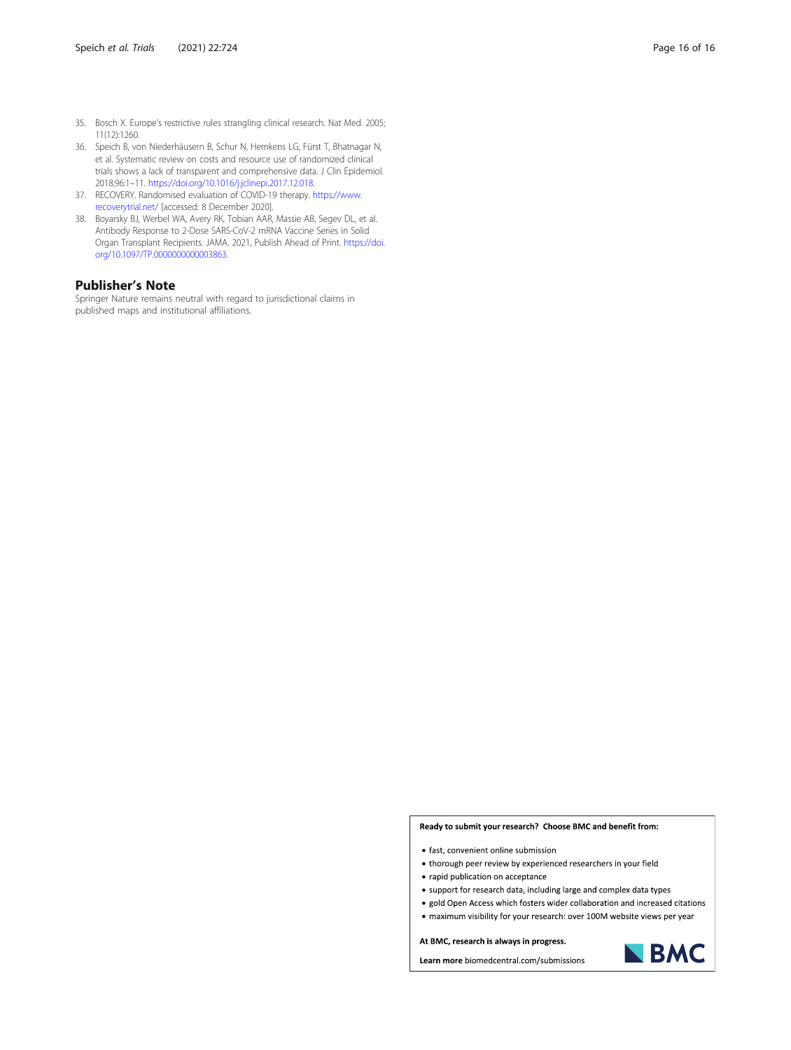35. Bosch X. Europe's restrictive rules strangling clinical research. Nat Med. 2005; 11(12):1260.
36. Speich B, von Niederhäusern B, Schur N, Hemkens LG, Fürst T, Bhatnagar N, et al. Systematic review on costs and resource use of randomized clinical trials shows a lack of transparent and comprehensive data. J Clin Epidemiol. 2018;96:1–11. https://doi.org/10.1016/j.jclinepi.2017.12.018.
37. RECOVERY. Randomised evaluation of COVID-19 therapy. https://www.recoverytrial.net/ [accessed: 8 December 2020].
38. Boyarsky BJ, Werbel WA, Avery RK, Tobian AAR, Massie AB, Segev DL, et al. Antibody Response to 2-Dose SARS-CoV-2 mRNA Vaccine Series in Solid Organ Transplant Recipients. JAMA. 2021, Publish Ahead of Print. https://doi.org/10.1097/TP.0000000000003863.

## Publisher's Note

Springer Nature remains neutral with regard to jurisdictional claims in published maps and institutional affiliations.

**Ready to submit your research? Choose BMC and benefit from:**

- fast, convenient online submission
- thorough peer review by experienced researchers in your field
- rapid publication on acceptance
- support for research data, including large and complex data types
- gold Open Access which fosters wider collaboration and increased citations
- maximum visibility for your research: over 100M website views per year

**At BMC, research is always in progress.**

**Learn more** biomedcentral.com/submissions

BMC